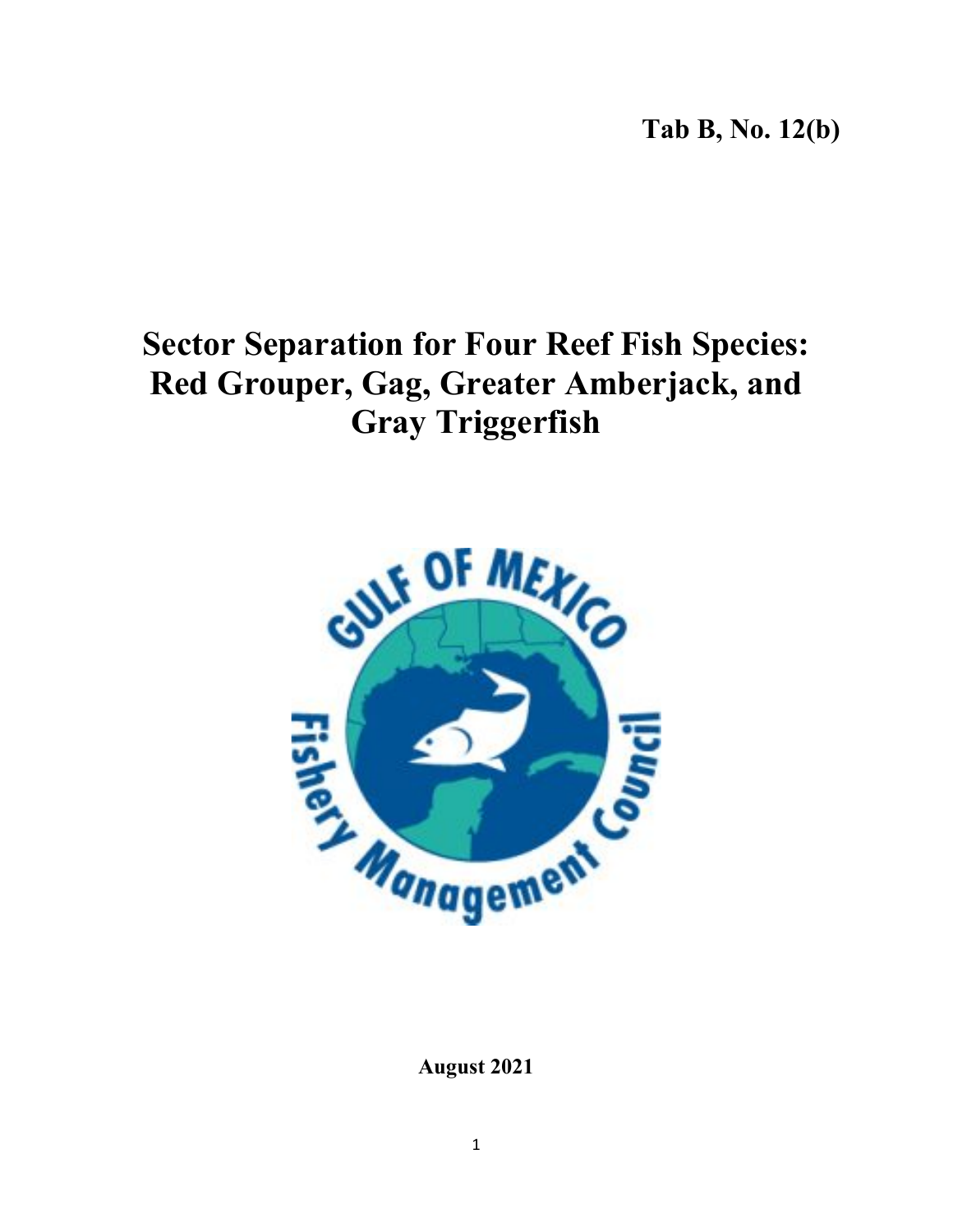Tab B, No. 12(b)

# Sector Separation for Four Reef Fish Species: Red Grouper, Gag, Greater Amberjack, and Gray Triggerfish

**August 2021**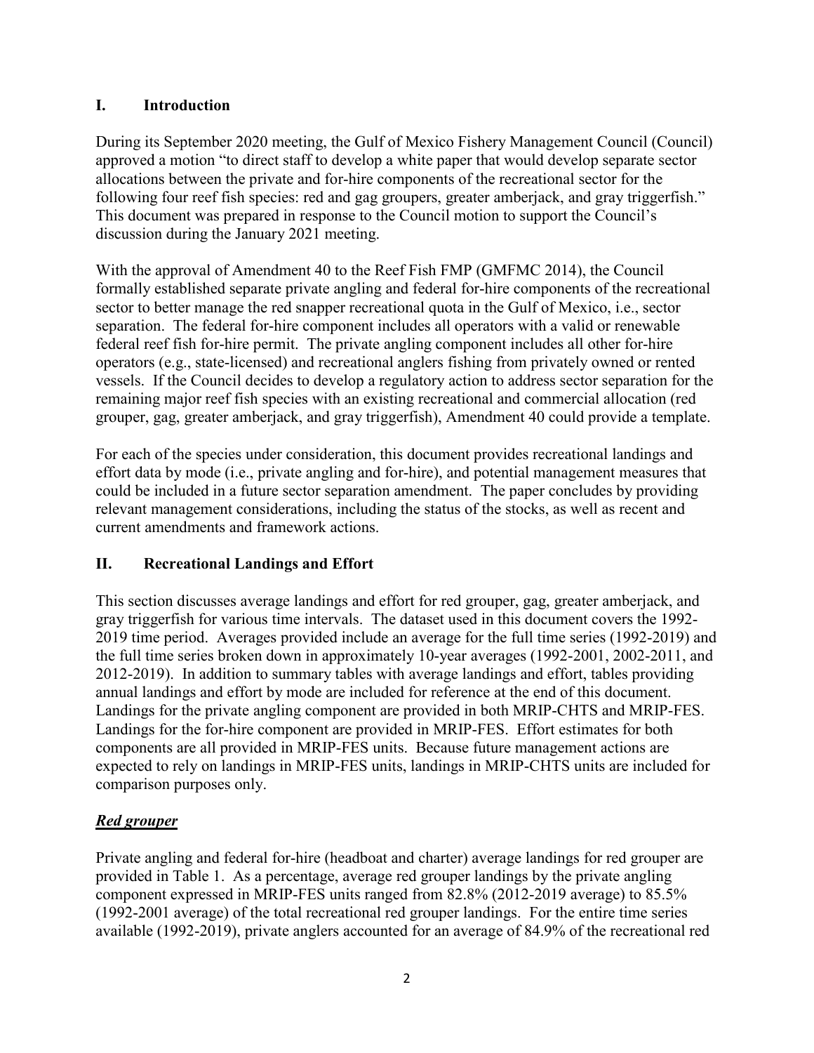## I. Introduction

During its September 2020 meeting, the Gulf of Mexico Fishery Management Council (Council) approved a motion "to direct staff to develop a white paper that would develop separate sector allocations between the private and for-hire components of the recreational sector for the following four reef fish species: red and gag groupers, greater amberjack, and gray triggerfish." This document was prepared in response to the Council motion to support the Council's discussion during the January 2021 meeting.

With the approval of Amendment 40 to the Reef Fish FMP (GMFMC 2014), the Council formally established separate private angling and federal for-hire components of the recreational sector to better manage the red snapper recreational quota in the Gulf of Mexico, i.e., sector separation. The federal for-hire component includes all operators with a valid or renewable federal reef fish for-hire permit. The private angling component includes all other for-hire operators (e.g., state-licensed) and recreational anglers fishing from privately owned or rented vessels. If the Council decides to develop a regulatory action to address sector separation for the remaining major reef fish species with an existing recreational and commercial allocation (red grouper, gag, greater amberjack, and gray triggerfish), Amendment 40 could provide a template.

For each of the species under consideration, this document provides recreational landings and effort data by mode (i.e., private angling and for-hire), and potential management measures that could be included in a future sector separation amendment. The paper concludes by providing relevant management considerations, including the status of the stocks, as well as recent and current amendments and framework actions.

## II. Recreational Landings and Effort

This section discusses average landings and effort for red grouper, gag, greater amberjack, and gray triggerfish for various time intervals. The dataset used in this document covers the 1992-2019 time period. Averages provided include an average for the full time series (1992-2019) and the full time series broken down in approximately 10-year averages (1992-2001, 2002-2011, and 2012-2019). In addition to summary tables with average landings and effort, tables providing annual landings and effort by mode are included for reference at the end of this document. Landings for the private angling component are provided in both MRIP-CHTS and MRIP-FES. Landings for the for-hire component are provided in MRIP-FES. Effort estimates for both components are all provided in MRIP-FES units. Because future management actions are expected to rely on landings in MRIP-FES units, landings in MRIP-CHTS units are included for comparison purposes only.

### ***Red grouper***

Private angling and federal for-hire (headboat and charter) average landings for red grouper are provided in Table 1. As a percentage, average red grouper landings by the private angling component expressed in MRIP-FES units ranged from 82.8% (2012-2019 average) to 85.5% (1992-2001 average) of the total recreational red grouper landings. For the entire time series available (1992-2019), private anglers accounted for an average of 84.9% of the recreational red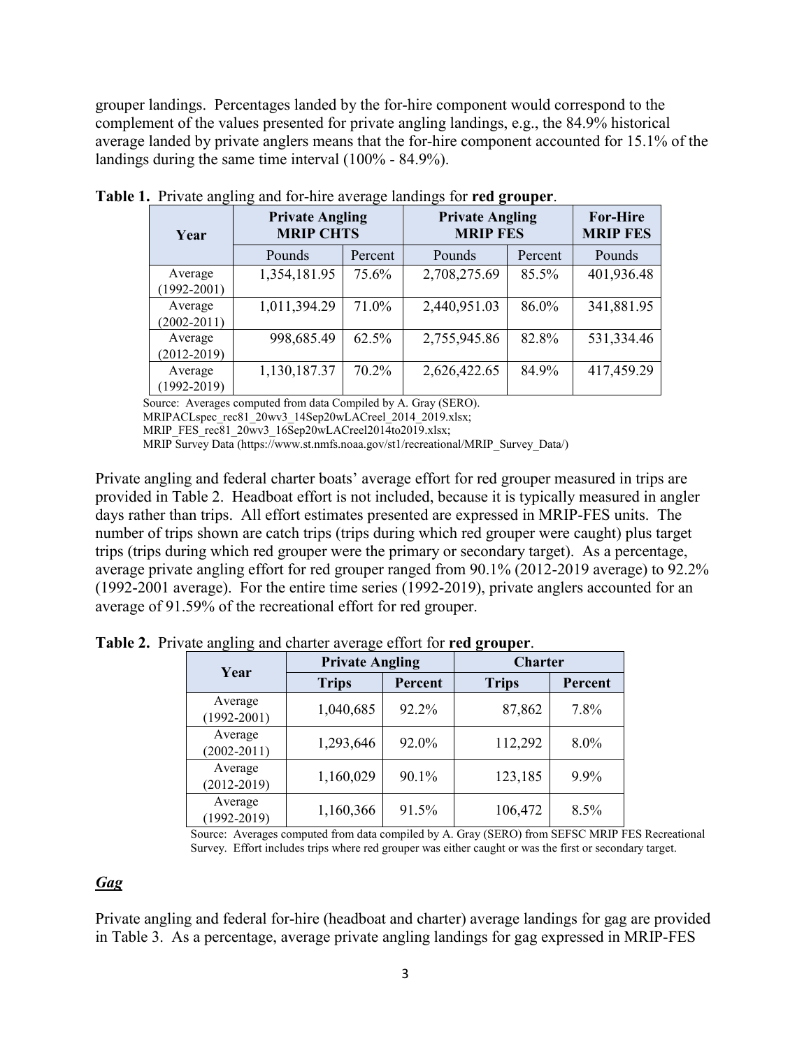grouper landings. Percentages landed by the for-hire component would correspond to the complement of the values presented for private angling landings, e.g., the 84.9% historical average landed by private anglers means that the for-hire component accounted for 15.1% of the landings during the same time interval (100% - 84.9%).

**Table 1.** Private angling and for-hire average landings for **red grouper**.

| Year | Private Angling MRIP CHTS | | Private Angling MRIP FES | | For-Hire MRIP FES |
|---|---|---|---|---|---|
| | Pounds | Percent | Pounds | Percent | Pounds |
| Average (1992-2001) | 1,354,181.95 | 75.6% | 2,708,275.69 | 85.5% | 401,936.48 |
| Average (2002-2011) | 1,011,394.29 | 71.0% | 2,440,951.03 | 86.0% | 341,881.95 |
| Average (2012-2019) | 998,685.49 | 62.5% | 2,755,945.86 | 82.8% | 531,334.46 |
| Average (1992-2019) | 1,130,187.37 | 70.2% | 2,626,422.65 | 84.9% | 417,459.29 |

Source: Averages computed from data Compiled by A. Gray (SERO).
MRIPACLspec_rec81_20wv3_14Sep20wLACreel_2014_2019.xlsx;
MRIP_FES_rec81_20wv3_16Sep20wLACreel2014to2019.xlsx;
MRIP Survey Data (https://www.st.nmfs.noaa.gov/st1/recreational/MRIP_Survey_Data/)

Private angling and federal charter boats' average effort for red grouper measured in trips are provided in Table 2. Headboat effort is not included, because it is typically measured in angler days rather than trips. All effort estimates presented are expressed in MRIP-FES units. The number of trips shown are catch trips (trips during which red grouper were caught) plus target trips (trips during which red grouper were the primary or secondary target). As a percentage, average private angling effort for red grouper ranged from 90.1% (2012-2019 average) to 92.2% (1992-2001 average). For the entire time series (1992-2019), private anglers accounted for an average of 91.59% of the recreational effort for red grouper.

**Table 2.** Private angling and charter average effort for **red grouper**.

| Year | Private Angling | | Charter | |
|---|---|---|---|---|
| | **Trips** | **Percent** | **Trips** | **Percent** |
| Average (1992-2001) | 1,040,685 | 92.2% | 87,862 | 7.8% |
| Average (2002-2011) | 1,293,646 | 92.0% | 112,292 | 8.0% |
| Average (2012-2019) | 1,160,029 | 90.1% | 123,185 | 9.9% |
| Average (1992-2019) | 1,160,366 | 91.5% | 106,472 | 8.5% |

Source: Averages computed from data compiled by A. Gray (SERO) from SEFSC MRIP FES Recreational Survey. Effort includes trips where red grouper was either caught or was the first or secondary target.

### ***Gag***

Private angling and federal for-hire (headboat and charter) average landings for gag are provided in Table 3. As a percentage, average private angling landings for gag expressed in MRIP-FES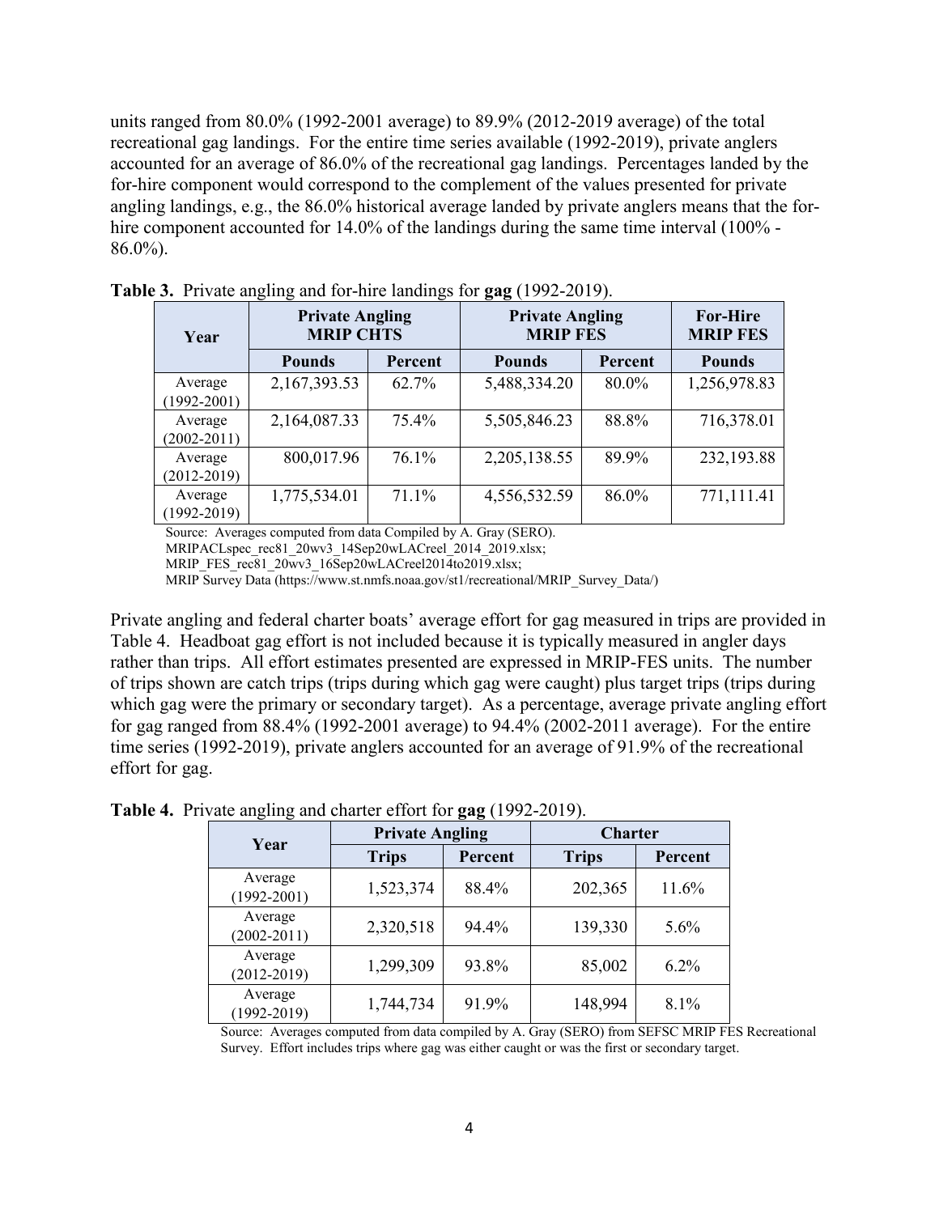units ranged from 80.0% (1992-2001 average) to 89.9% (2012-2019 average) of the total recreational gag landings. For the entire time series available (1992-2019), private anglers accounted for an average of 86.0% of the recreational gag landings. Percentages landed by the for-hire component would correspond to the complement of the values presented for private angling landings, e.g., the 86.0% historical average landed by private anglers means that the for-hire component accounted for 14.0% of the landings during the same time interval (100% - 86.0%).

**Table 3.** Private angling and for-hire landings for **gag** (1992-2019).

| Year | Private Angling MRIP CHTS | | Private Angling MRIP FES | | For-Hire MRIP FES |
|---|---|---|---|---|---|
| | Pounds | Percent | Pounds | Percent | Pounds |
| Average (1992-2001) | 2,167,393.53 | 62.7% | 5,488,334.20 | 80.0% | 1,256,978.83 |
| Average (2002-2011) | 2,164,087.33 | 75.4% | 5,505,846.23 | 88.8% | 716,378.01 |
| Average (2012-2019) | 800,017.96 | 76.1% | 2,205,138.55 | 89.9% | 232,193.88 |
| Average (1992-2019) | 1,775,534.01 | 71.1% | 4,556,532.59 | 86.0% | 771,111.41 |

Source: Averages computed from data Compiled by A. Gray (SERO).
MRIPACLspec_rec81_20wv3_14Sep20wLACreel_2014_2019.xlsx;
MRIP_FES_rec81_20wv3_16Sep20wLACreel2014to2019.xlsx;
MRIP Survey Data (https://www.st.nmfs.noaa.gov/st1/recreational/MRIP_Survey_Data/)

Private angling and federal charter boats' average effort for gag measured in trips are provided in Table 4. Headboat gag effort is not included because it is typically measured in angler days rather than trips. All effort estimates presented are expressed in MRIP-FES units. The number of trips shown are catch trips (trips during which gag were caught) plus target trips (trips during which gag were the primary or secondary target). As a percentage, average private angling effort for gag ranged from 88.4% (1992-2001 average) to 94.4% (2002-2011 average). For the entire time series (1992-2019), private anglers accounted for an average of 91.9% of the recreational effort for gag.

**Table 4.** Private angling and charter effort for **gag** (1992-2019).

| Year | Private Angling | | Charter | |
|---|---|---|---|---|
| | Trips | Percent | Trips | Percent |
| Average (1992-2001) | 1,523,374 | 88.4% | 202,365 | 11.6% |
| Average (2002-2011) | 2,320,518 | 94.4% | 139,330 | 5.6% |
| Average (2012-2019) | 1,299,309 | 93.8% | 85,002 | 6.2% |
| Average (1992-2019) | 1,744,734 | 91.9% | 148,994 | 8.1% |

Source: Averages computed from data compiled by A. Gray (SERO) from SEFSC MRIP FES Recreational Survey. Effort includes trips where gag was either caught or was the first or secondary target.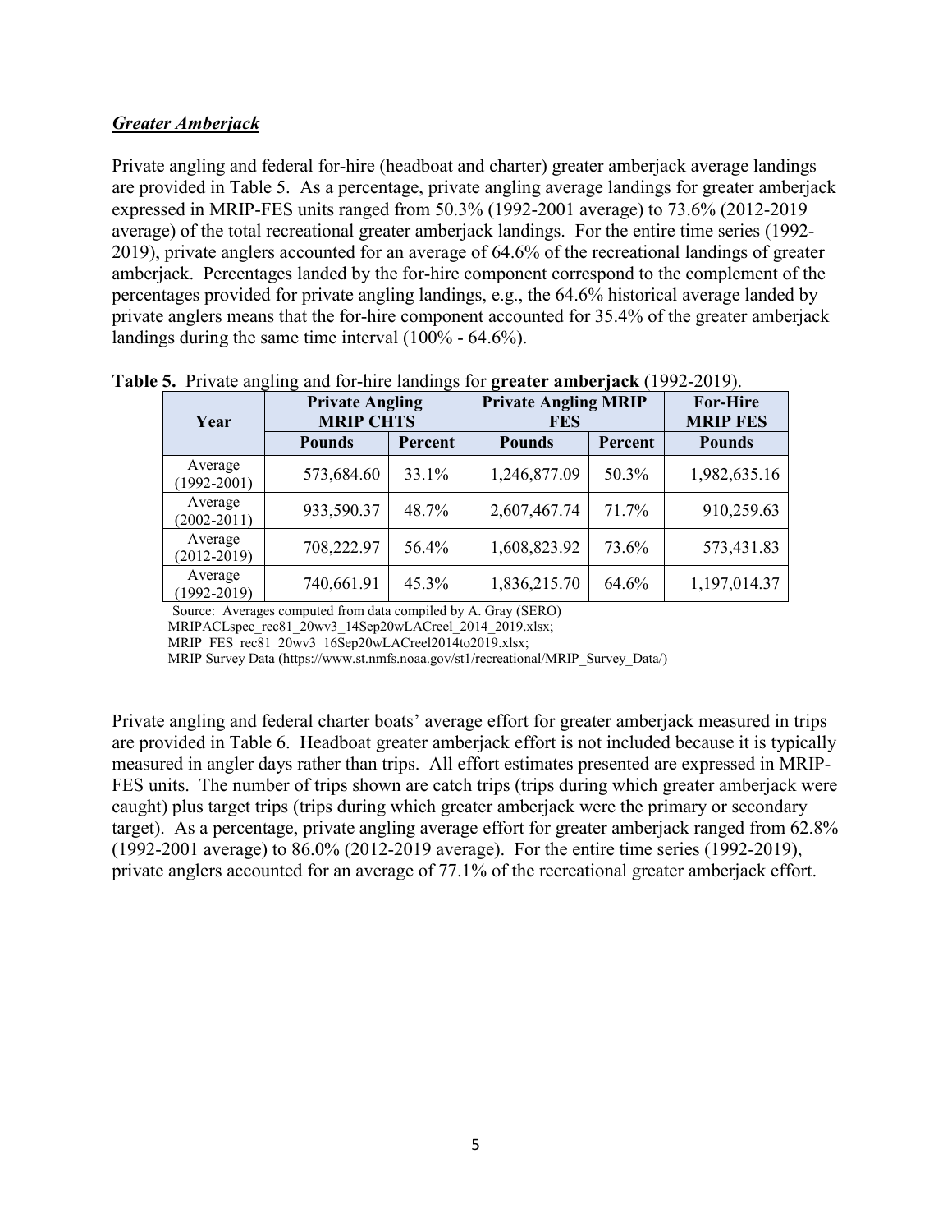***Greater Amberjack***

Private angling and federal for-hire (headboat and charter) greater amberjack average landings are provided in Table 5. As a percentage, private angling average landings for greater amberjack expressed in MRIP-FES units ranged from 50.3% (1992-2001 average) to 73.6% (2012-2019 average) of the total recreational greater amberjack landings. For the entire time series (1992-2019), private anglers accounted for an average of 64.6% of the recreational landings of greater amberjack. Percentages landed by the for-hire component correspond to the complement of the percentages provided for private angling landings, e.g., the 64.6% historical average landed by private anglers means that the for-hire component accounted for 35.4% of the greater amberjack landings during the same time interval (100% - 64.6%).

**Table 5.** Private angling and for-hire landings for **greater amberjack** (1992-2019).

| Year | Private Angling MRIP CHTS | | Private Angling MRIP FES | | For-Hire MRIP FES |
|---|---|---|---|---|---|
| | Pounds | Percent | Pounds | Percent | Pounds |
| Average (1992-2001) | 573,684.60 | 33.1% | 1,246,877.09 | 50.3% | 1,982,635.16 |
| Average (2002-2011) | 933,590.37 | 48.7% | 2,607,467.74 | 71.7% | 910,259.63 |
| Average (2012-2019) | 708,222.97 | 56.4% | 1,608,823.92 | 73.6% | 573,431.83 |
| Average (1992-2019) | 740,661.91 | 45.3% | 1,836,215.70 | 64.6% | 1,197,014.37 |

Source: Averages computed from data compiled by A. Gray (SERO)
MRIPACLspec_rec81_20wv3_14Sep20wLACreel_2014_2019.xlsx;
MRIP_FES_rec81_20wv3_16Sep20wLACreel2014to2019.xlsx;
MRIP Survey Data (https://www.st.nmfs.noaa.gov/st1/recreational/MRIP_Survey_Data/)

Private angling and federal charter boats' average effort for greater amberjack measured in trips are provided in Table 6. Headboat greater amberjack effort is not included because it is typically measured in angler days rather than trips. All effort estimates presented are expressed in MRIP-FES units. The number of trips shown are catch trips (trips during which greater amberjack were caught) plus target trips (trips during which greater amberjack were the primary or secondary target). As a percentage, private angling average effort for greater amberjack ranged from 62.8% (1992-2001 average) to 86.0% (2012-2019 average). For the entire time series (1992-2019), private anglers accounted for an average of 77.1% of the recreational greater amberjack effort.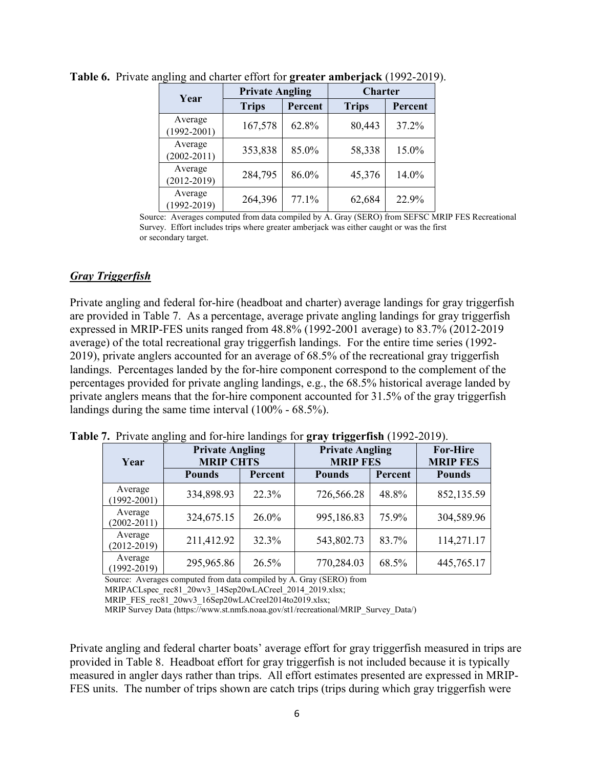**Table 6.** Private angling and charter effort for **greater amberjack** (1992-2019).

| Year | Private Angling | | Charter | |
|---|---|---|---|---|
| | Trips | Percent | Trips | Percent |
| Average (1992-2001) | 167,578 | 62.8% | 80,443 | 37.2% |
| Average (2002-2011) | 353,838 | 85.0% | 58,338 | 15.0% |
| Average (2012-2019) | 284,795 | 86.0% | 45,376 | 14.0% |
| Average (1992-2019) | 264,396 | 77.1% | 62,684 | 22.9% |

Source: Averages computed from data compiled by A. Gray (SERO) from SEFSC MRIP FES Recreational Survey. Effort includes trips where greater amberjack was either caught or was the first or secondary target.

### ***Gray Triggerfish***

Private angling and federal for-hire (headboat and charter) average landings for gray triggerfish are provided in Table 7. As a percentage, average private angling landings for gray triggerfish expressed in MRIP-FES units ranged from 48.8% (1992-2001 average) to 83.7% (2012-2019 average) of the total recreational gray triggerfish landings. For the entire time series (1992-2019), private anglers accounted for an average of 68.5% of the recreational gray triggerfish landings. Percentages landed by the for-hire component correspond to the complement of the percentages provided for private angling landings, e.g., the 68.5% historical average landed by private anglers means that the for-hire component accounted for 31.5% of the gray triggerfish landings during the same time interval (100% - 68.5%).

**Table 7.** Private angling and for-hire landings for **gray triggerfish** (1992-2019).

| Year | Private Angling MRIP CHTS | | Private Angling MRIP FES | | For-Hire MRIP FES |
|---|---|---|---|---|---|
| | Pounds | Percent | Pounds | Percent | Pounds |
| Average (1992-2001) | 334,898.93 | 22.3% | 726,566.28 | 48.8% | 852,135.59 |
| Average (2002-2011) | 324,675.15 | 26.0% | 995,186.83 | 75.9% | 304,589.96 |
| Average (2012-2019) | 211,412.92 | 32.3% | 543,802.73 | 83.7% | 114,271.17 |
| Average (1992-2019) | 295,965.86 | 26.5% | 770,284.03 | 68.5% | 445,765.17 |

Source: Averages computed from data compiled by A. Gray (SERO) from MRIPACLspec_rec81_20wv3_14Sep20wLACreel_2014_2019.xlsx; MRIP_FES_rec81_20wv3_16Sep20wLACreel2014to2019.xlsx; MRIP Survey Data (https://www.st.nmfs.noaa.gov/st1/recreational/MRIP_Survey_Data/)

Private angling and federal charter boats' average effort for gray triggerfish measured in trips are provided in Table 8. Headboat effort for gray triggerfish is not included because it is typically measured in angler days rather than trips. All effort estimates presented are expressed in MRIP-FES units. The number of trips shown are catch trips (trips during which gray triggerfish were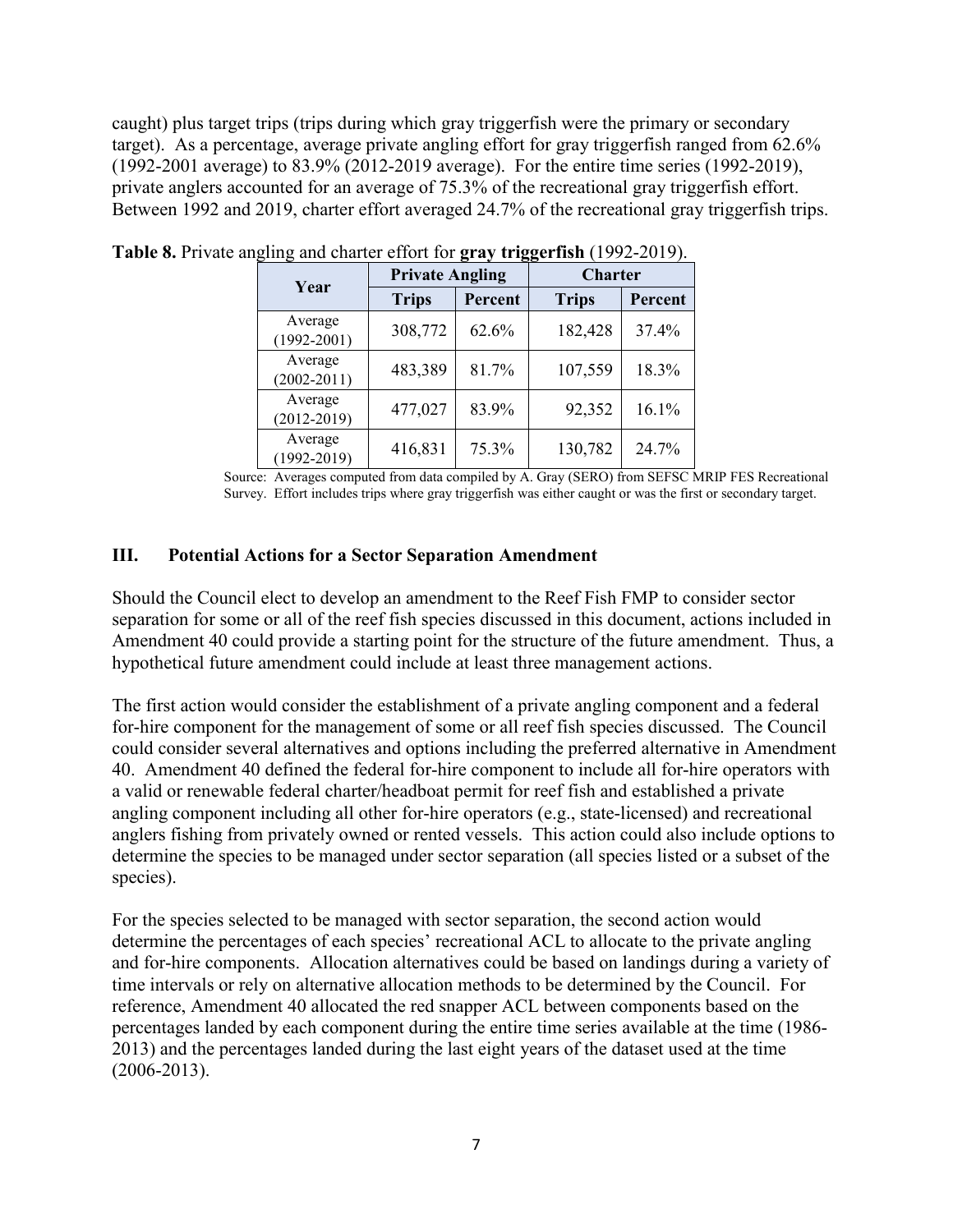caught) plus target trips (trips during which gray triggerfish were the primary or secondary target). As a percentage, average private angling effort for gray triggerfish ranged from 62.6% (1992-2001 average) to 83.9% (2012-2019 average). For the entire time series (1992-2019), private anglers accounted for an average of 75.3% of the recreational gray triggerfish effort. Between 1992 and 2019, charter effort averaged 24.7% of the recreational gray triggerfish trips.

**Table 8.** Private angling and charter effort for **gray triggerfish** (1992-2019).

| Year | Private Angling | | Charter | |
|---|---|---|---|---|
| | Trips | Percent | Trips | Percent |
| Average (1992-2001) | 308,772 | 62.6% | 182,428 | 37.4% |
| Average (2002-2011) | 483,389 | 81.7% | 107,559 | 18.3% |
| Average (2012-2019) | 477,027 | 83.9% | 92,352 | 16.1% |
| Average (1992-2019) | 416,831 | 75.3% | 130,782 | 24.7% |

Source: Averages computed from data compiled by A. Gray (SERO) from SEFSC MRIP FES Recreational Survey. Effort includes trips where gray triggerfish was either caught or was the first or secondary target.

## III. Potential Actions for a Sector Separation Amendment

Should the Council elect to develop an amendment to the Reef Fish FMP to consider sector separation for some or all of the reef fish species discussed in this document, actions included in Amendment 40 could provide a starting point for the structure of the future amendment. Thus, a hypothetical future amendment could include at least three management actions.

The first action would consider the establishment of a private angling component and a federal for-hire component for the management of some or all reef fish species discussed. The Council could consider several alternatives and options including the preferred alternative in Amendment 40. Amendment 40 defined the federal for-hire component to include all for-hire operators with a valid or renewable federal charter/headboat permit for reef fish and established a private angling component including all other for-hire operators (e.g., state-licensed) and recreational anglers fishing from privately owned or rented vessels. This action could also include options to determine the species to be managed under sector separation (all species listed or a subset of the species).

For the species selected to be managed with sector separation, the second action would determine the percentages of each species' recreational ACL to allocate to the private angling and for-hire components. Allocation alternatives could be based on landings during a variety of time intervals or rely on alternative allocation methods to be determined by the Council. For reference, Amendment 40 allocated the red snapper ACL between components based on the percentages landed by each component during the entire time series available at the time (1986-2013) and the percentages landed during the last eight years of the dataset used at the time (2006-2013).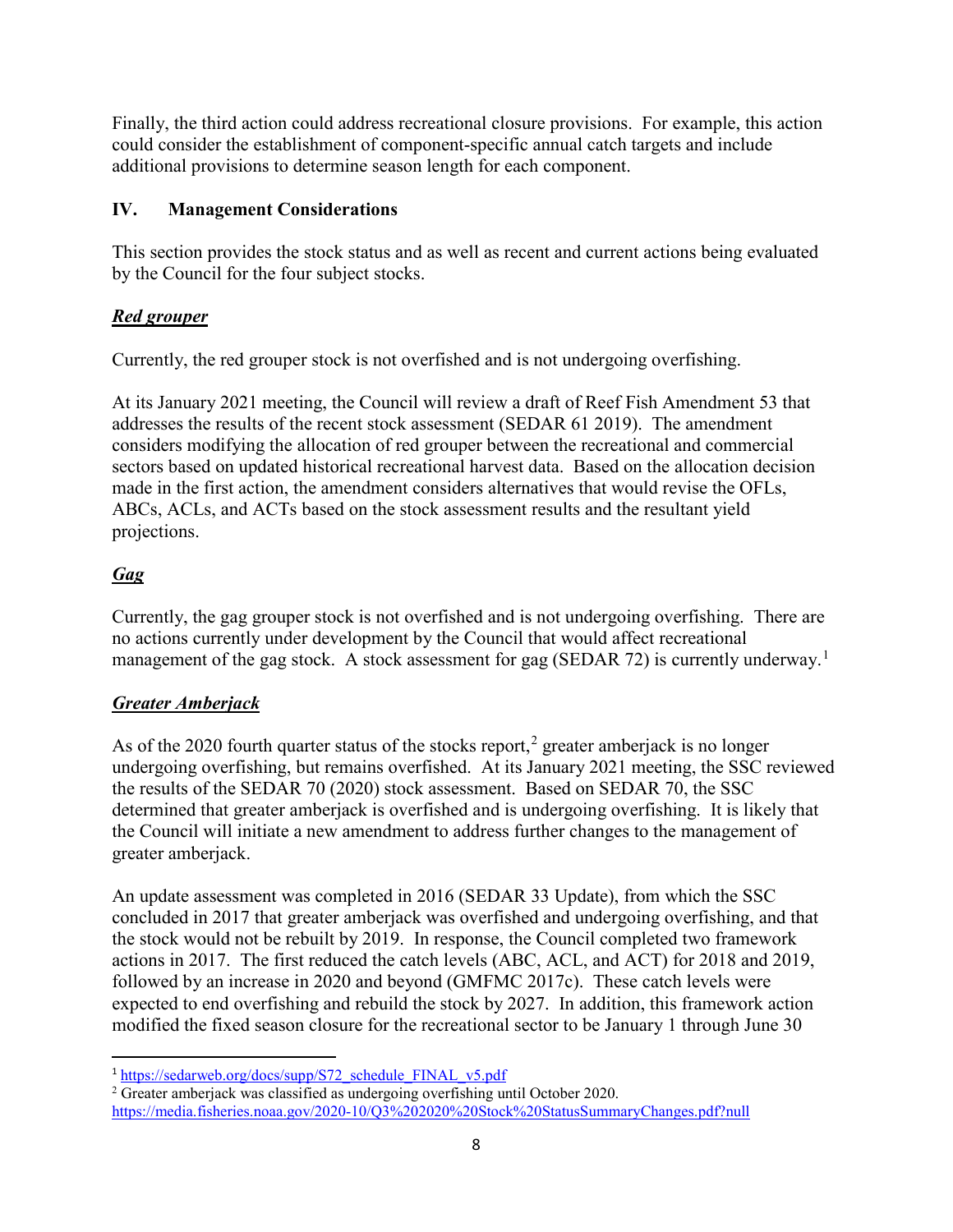Finally, the third action could address recreational closure provisions. For example, this action could consider the establishment of component-specific annual catch targets and include additional provisions to determine season length for each component.

## IV. Management Considerations

This section provides the stock status and as well as recent and current actions being evaluated by the Council for the four subject stocks.

### ***Red grouper***

Currently, the red grouper stock is not overfished and is not undergoing overfishing.

At its January 2021 meeting, the Council will review a draft of Reef Fish Amendment 53 that addresses the results of the recent stock assessment (SEDAR 61 2019). The amendment considers modifying the allocation of red grouper between the recreational and commercial sectors based on updated historical recreational harvest data. Based on the allocation decision made in the first action, the amendment considers alternatives that would revise the OFLs, ABCs, ACLs, and ACTs based on the stock assessment results and the resultant yield projections.

### ***Gag***

Currently, the gag grouper stock is not overfished and is not undergoing overfishing. There are no actions currently under development by the Council that would affect recreational management of the gag stock. A stock assessment for gag (SEDAR 72) is currently underway.[1]

### ***Greater Amberjack***

As of the 2020 fourth quarter status of the stocks report,[2] greater amberjack is no longer undergoing overfishing, but remains overfished. At its January 2021 meeting, the SSC reviewed the results of the SEDAR 70 (2020) stock assessment. Based on SEDAR 70, the SSC determined that greater amberjack is overfished and is undergoing overfishing. It is likely that the Council will initiate a new amendment to address further changes to the management of greater amberjack.

An update assessment was completed in 2016 (SEDAR 33 Update), from which the SSC concluded in 2017 that greater amberjack was overfished and undergoing overfishing, and that the stock would not be rebuilt by 2019. In response, the Council completed two framework actions in 2017. The first reduced the catch levels (ABC, ACL, and ACT) for 2018 and 2019, followed by an increase in 2020 and beyond (GMFMC 2017c). These catch levels were expected to end overfishing and rebuild the stock by 2027. In addition, this framework action modified the fixed season closure for the recreational sector to be January 1 through June 30

---

[1] https://sedarweb.org/docs/supp/S72_schedule_FINAL_v5.pdf

[2] Greater amberjack was classified as undergoing overfishing until October 2020. https://media.fisheries.noaa.gov/2020-10/Q3%202020%20Stock%20StatusSummaryChanges.pdf?null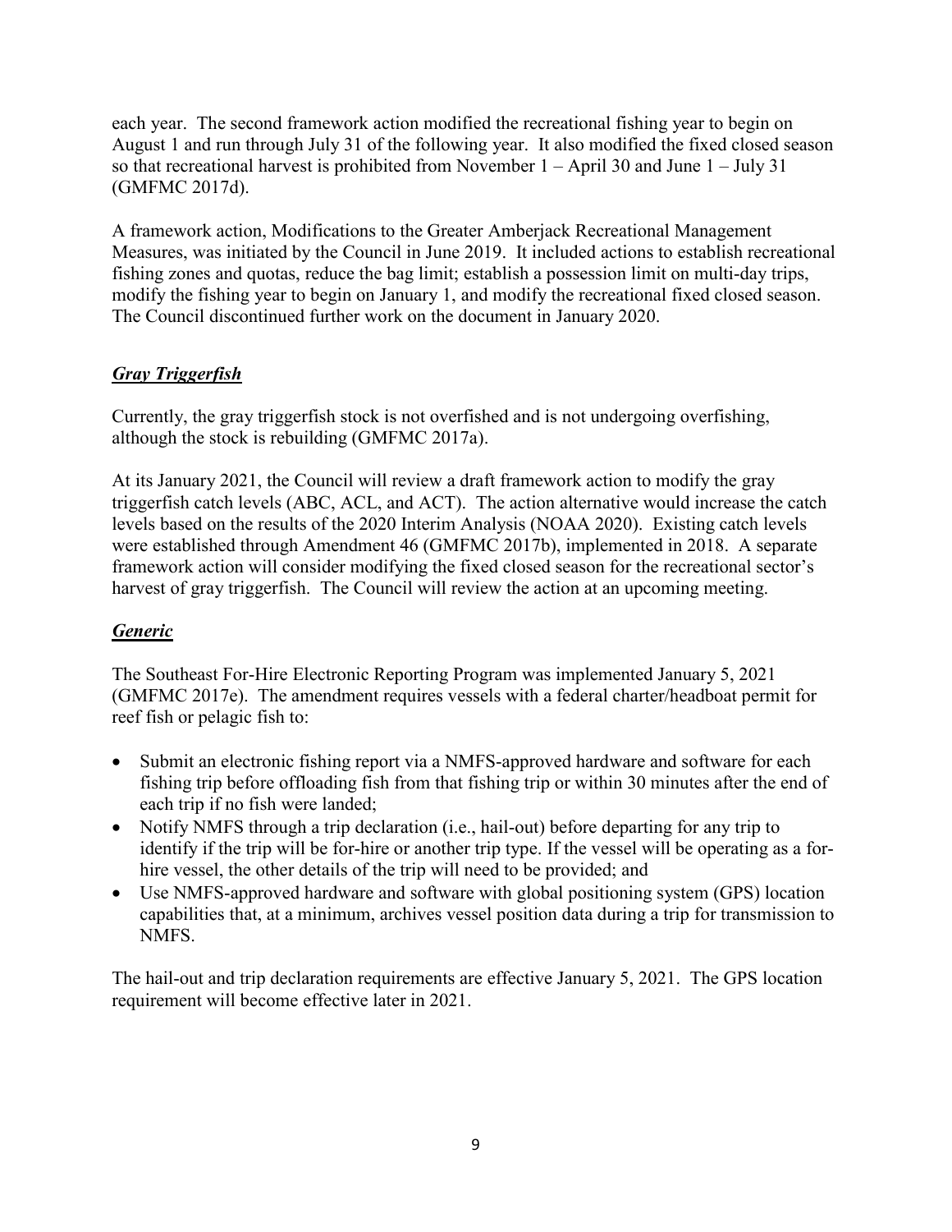each year. The second framework action modified the recreational fishing year to begin on August 1 and run through July 31 of the following year. It also modified the fixed closed season so that recreational harvest is prohibited from November 1 – April 30 and June 1 – July 31 (GMFMC 2017d).

A framework action, Modifications to the Greater Amberjack Recreational Management Measures, was initiated by the Council in June 2019. It included actions to establish recreational fishing zones and quotas, reduce the bag limit; establish a possession limit on multi-day trips, modify the fishing year to begin on January 1, and modify the recreational fixed closed season. The Council discontinued further work on the document in January 2020.

### ***Gray Triggerfish***

Currently, the gray triggerfish stock is not overfished and is not undergoing overfishing, although the stock is rebuilding (GMFMC 2017a).

At its January 2021, the Council will review a draft framework action to modify the gray triggerfish catch levels (ABC, ACL, and ACT). The action alternative would increase the catch levels based on the results of the 2020 Interim Analysis (NOAA 2020). Existing catch levels were established through Amendment 46 (GMFMC 2017b), implemented in 2018. A separate framework action will consider modifying the fixed closed season for the recreational sector's harvest of gray triggerfish. The Council will review the action at an upcoming meeting.

### ***Generic***

The Southeast For-Hire Electronic Reporting Program was implemented January 5, 2021 (GMFMC 2017e). The amendment requires vessels with a federal charter/headboat permit for reef fish or pelagic fish to:

- Submit an electronic fishing report via a NMFS-approved hardware and software for each fishing trip before offloading fish from that fishing trip or within 30 minutes after the end of each trip if no fish were landed;
- Notify NMFS through a trip declaration (i.e., hail-out) before departing for any trip to identify if the trip will be for-hire or another trip type. If the vessel will be operating as a for-hire vessel, the other details of the trip will need to be provided; and
- Use NMFS-approved hardware and software with global positioning system (GPS) location capabilities that, at a minimum, archives vessel position data during a trip for transmission to NMFS.

The hail-out and trip declaration requirements are effective January 5, 2021. The GPS location requirement will become effective later in 2021.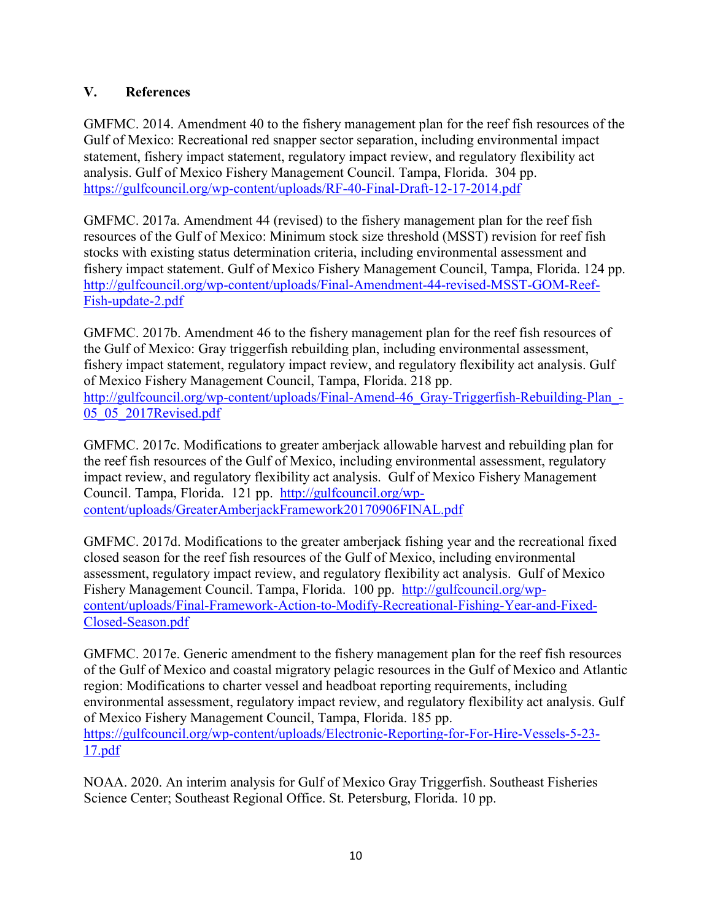## V. References

GMFMC. 2014. Amendment 40 to the fishery management plan for the reef fish resources of the Gulf of Mexico: Recreational red snapper sector separation, including environmental impact statement, fishery impact statement, regulatory impact review, and regulatory flexibility act analysis. Gulf of Mexico Fishery Management Council. Tampa, Florida. 304 pp. https://gulfcouncil.org/wp-content/uploads/RF-40-Final-Draft-12-17-2014.pdf

GMFMC. 2017a. Amendment 44 (revised) to the fishery management plan for the reef fish resources of the Gulf of Mexico: Minimum stock size threshold (MSST) revision for reef fish stocks with existing status determination criteria, including environmental assessment and fishery impact statement. Gulf of Mexico Fishery Management Council, Tampa, Florida. 124 pp. http://gulfcouncil.org/wp-content/uploads/Final-Amendment-44-revised-MSST-GOM-Reef-Fish-update-2.pdf

GMFMC. 2017b. Amendment 46 to the fishery management plan for the reef fish resources of the Gulf of Mexico: Gray triggerfish rebuilding plan, including environmental assessment, fishery impact statement, regulatory impact review, and regulatory flexibility act analysis. Gulf of Mexico Fishery Management Council, Tampa, Florida. 218 pp. http://gulfcouncil.org/wp-content/uploads/Final-Amend-46_Gray-Triggerfish-Rebuilding-Plan_-05_05_2017Revised.pdf

GMFMC. 2017c. Modifications to greater amberjack allowable harvest and rebuilding plan for the reef fish resources of the Gulf of Mexico, including environmental assessment, regulatory impact review, and regulatory flexibility act analysis. Gulf of Mexico Fishery Management Council. Tampa, Florida. 121 pp. http://gulfcouncil.org/wp-content/uploads/GreaterAmberjackFramework20170906FINAL.pdf

GMFMC. 2017d. Modifications to the greater amberjack fishing year and the recreational fixed closed season for the reef fish resources of the Gulf of Mexico, including environmental assessment, regulatory impact review, and regulatory flexibility act analysis. Gulf of Mexico Fishery Management Council. Tampa, Florida. 100 pp. http://gulfcouncil.org/wp-content/uploads/Final-Framework-Action-to-Modify-Recreational-Fishing-Year-and-Fixed-Closed-Season.pdf

GMFMC. 2017e. Generic amendment to the fishery management plan for the reef fish resources of the Gulf of Mexico and coastal migratory pelagic resources in the Gulf of Mexico and Atlantic region: Modifications to charter vessel and headboat reporting requirements, including environmental assessment, regulatory impact review, and regulatory flexibility act analysis. Gulf of Mexico Fishery Management Council, Tampa, Florida. 185 pp. https://gulfcouncil.org/wp-content/uploads/Electronic-Reporting-for-For-Hire-Vessels-5-23-17.pdf

NOAA. 2020. An interim analysis for Gulf of Mexico Gray Triggerfish. Southeast Fisheries Science Center; Southeast Regional Office. St. Petersburg, Florida. 10 pp.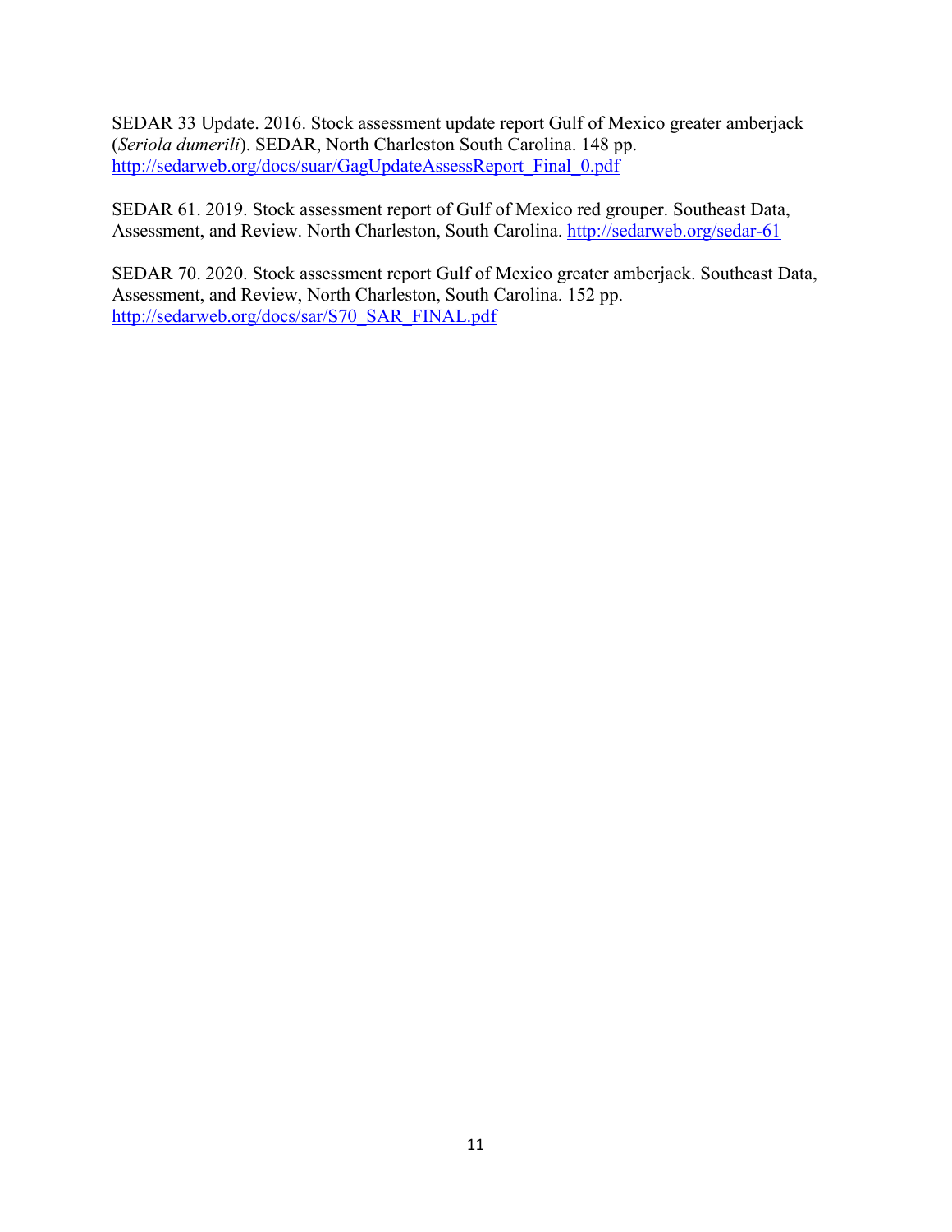SEDAR 33 Update. 2016. Stock assessment update report Gulf of Mexico greater amberjack (*Seriola dumerili*). SEDAR, North Charleston South Carolina. 148 pp. http://sedarweb.org/docs/suar/GagUpdateAssessReport_Final_0.pdf

SEDAR 61. 2019. Stock assessment report of Gulf of Mexico red grouper. Southeast Data, Assessment, and Review. North Charleston, South Carolina. http://sedarweb.org/sedar-61

SEDAR 70. 2020. Stock assessment report Gulf of Mexico greater amberjack. Southeast Data, Assessment, and Review, North Charleston, South Carolina. 152 pp. http://sedarweb.org/docs/sar/S70_SAR_FINAL.pdf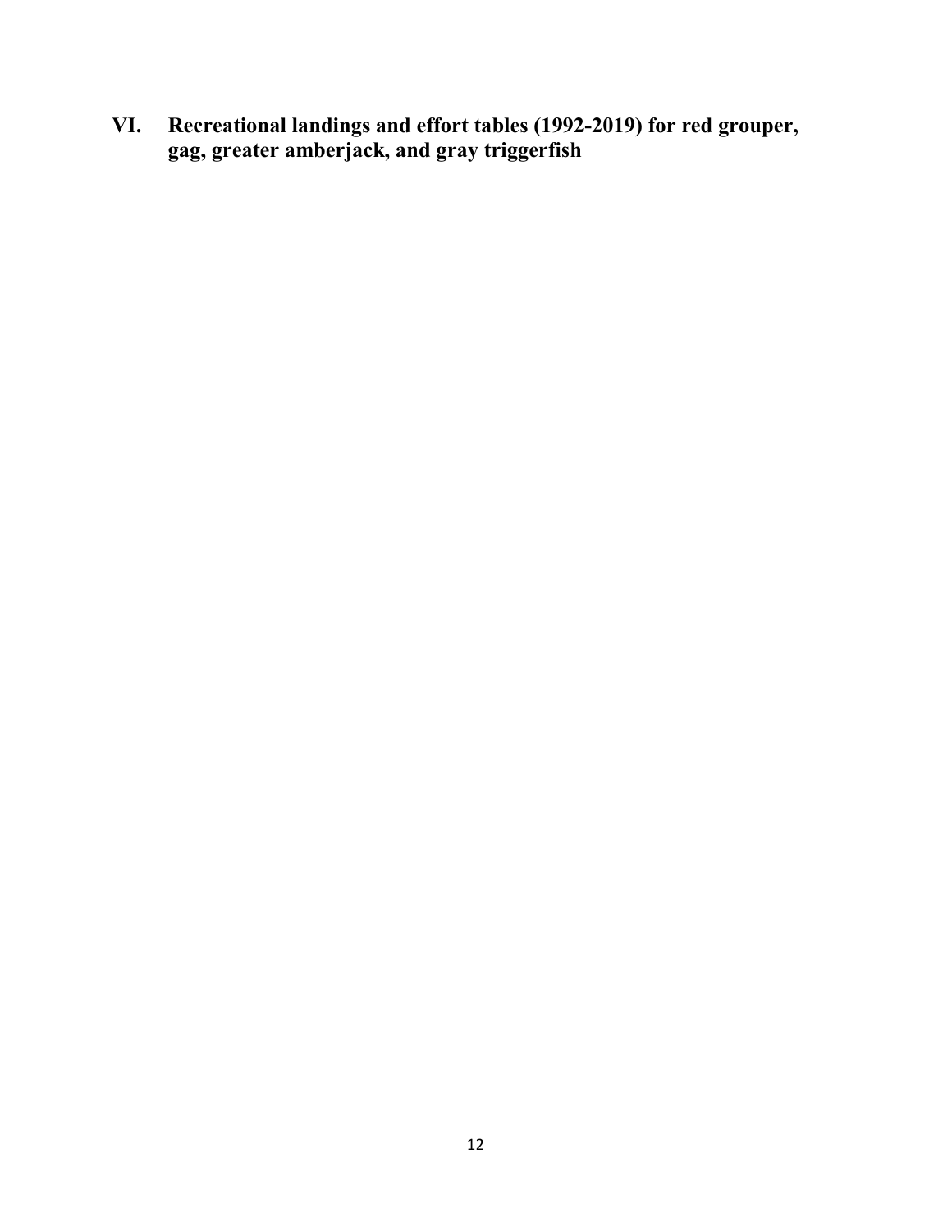# VI. Recreational landings and effort tables (1992-2019) for red grouper, gag, greater amberjack, and gray triggerfish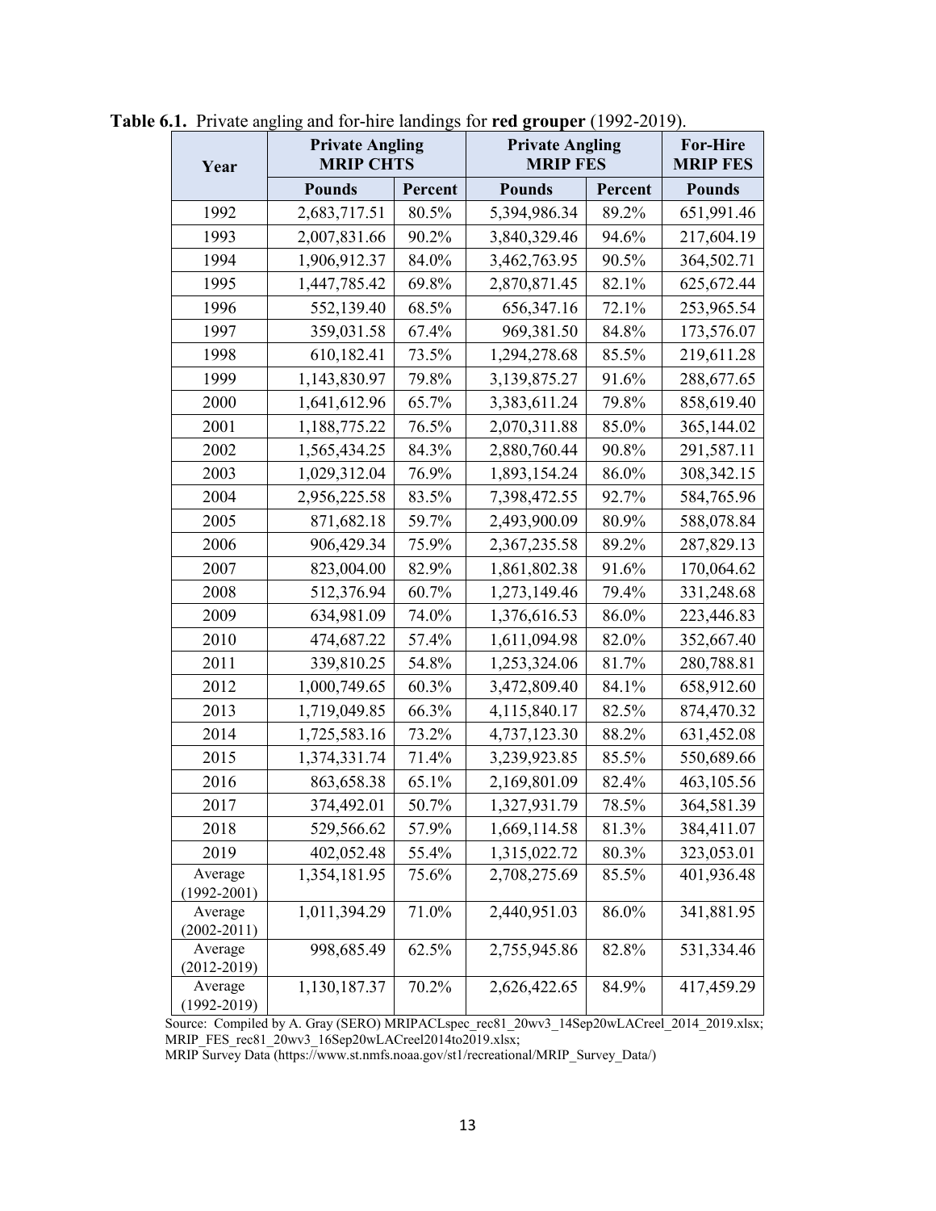**Table 6.1.** Private angling and for-hire landings for **red grouper** (1992-2019).

| Year | Private Angling MRIP CHTS | | Private Angling MRIP FES | | For-Hire MRIP FES |
|---|---|---|---|---|---|
| | **Pounds** | **Percent** | **Pounds** | **Percent** | **Pounds** |
| 1992 | 2,683,717.51 | 80.5% | 5,394,986.34 | 89.2% | 651,991.46 |
| 1993 | 2,007,831.66 | 90.2% | 3,840,329.46 | 94.6% | 217,604.19 |
| 1994 | 1,906,912.37 | 84.0% | 3,462,763.95 | 90.5% | 364,502.71 |
| 1995 | 1,447,785.42 | 69.8% | 2,870,871.45 | 82.1% | 625,672.44 |
| 1996 | 552,139.40 | 68.5% | 656,347.16 | 72.1% | 253,965.54 |
| 1997 | 359,031.58 | 67.4% | 969,381.50 | 84.8% | 173,576.07 |
| 1998 | 610,182.41 | 73.5% | 1,294,278.68 | 85.5% | 219,611.28 |
| 1999 | 1,143,830.97 | 79.8% | 3,139,875.27 | 91.6% | 288,677.65 |
| 2000 | 1,641,612.96 | 65.7% | 3,383,611.24 | 79.8% | 858,619.40 |
| 2001 | 1,188,775.22 | 76.5% | 2,070,311.88 | 85.0% | 365,144.02 |
| 2002 | 1,565,434.25 | 84.3% | 2,880,760.44 | 90.8% | 291,587.11 |
| 2003 | 1,029,312.04 | 76.9% | 1,893,154.24 | 86.0% | 308,342.15 |
| 2004 | 2,956,225.58 | 83.5% | 7,398,472.55 | 92.7% | 584,765.96 |
| 2005 | 871,682.18 | 59.7% | 2,493,900.09 | 80.9% | 588,078.84 |
| 2006 | 906,429.34 | 75.9% | 2,367,235.58 | 89.2% | 287,829.13 |
| 2007 | 823,004.00 | 82.9% | 1,861,802.38 | 91.6% | 170,064.62 |
| 2008 | 512,376.94 | 60.7% | 1,273,149.46 | 79.4% | 331,248.68 |
| 2009 | 634,981.09 | 74.0% | 1,376,616.53 | 86.0% | 223,446.83 |
| 2010 | 474,687.22 | 57.4% | 1,611,094.98 | 82.0% | 352,667.40 |
| 2011 | 339,810.25 | 54.8% | 1,253,324.06 | 81.7% | 280,788.81 |
| 2012 | 1,000,749.65 | 60.3% | 3,472,809.40 | 84.1% | 658,912.60 |
| 2013 | 1,719,049.85 | 66.3% | 4,115,840.17 | 82.5% | 874,470.32 |
| 2014 | 1,725,583.16 | 73.2% | 4,737,123.30 | 88.2% | 631,452.08 |
| 2015 | 1,374,331.74 | 71.4% | 3,239,923.85 | 85.5% | 550,689.66 |
| 2016 | 863,658.38 | 65.1% | 2,169,801.09 | 82.4% | 463,105.56 |
| 2017 | 374,492.01 | 50.7% | 1,327,931.79 | 78.5% | 364,581.39 |
| 2018 | 529,566.62 | 57.9% | 1,669,114.58 | 81.3% | 384,411.07 |
| 2019 | 402,052.48 | 55.4% | 1,315,022.72 | 80.3% | 323,053.01 |
| Average (1992-2001) | 1,354,181.95 | 75.6% | 2,708,275.69 | 85.5% | 401,936.48 |
| Average (2002-2011) | 1,011,394.29 | 71.0% | 2,440,951.03 | 86.0% | 341,881.95 |
| Average (2012-2019) | 998,685.49 | 62.5% | 2,755,945.86 | 82.8% | 531,334.46 |
| Average (1992-2019) | 1,130,187.37 | 70.2% | 2,626,422.65 | 84.9% | 417,459.29 |

Source: Compiled by A. Gray (SERO) MRIPACLspec_rec81_20wv3_14Sep20wLACreel_2014_2019.xlsx; MRIP_FES_rec81_20wv3_16Sep20wLACreel2014to2019.xlsx;
MRIP Survey Data (https://www.st.nmfs.noaa.gov/st1/recreational/MRIP_Survey_Data/)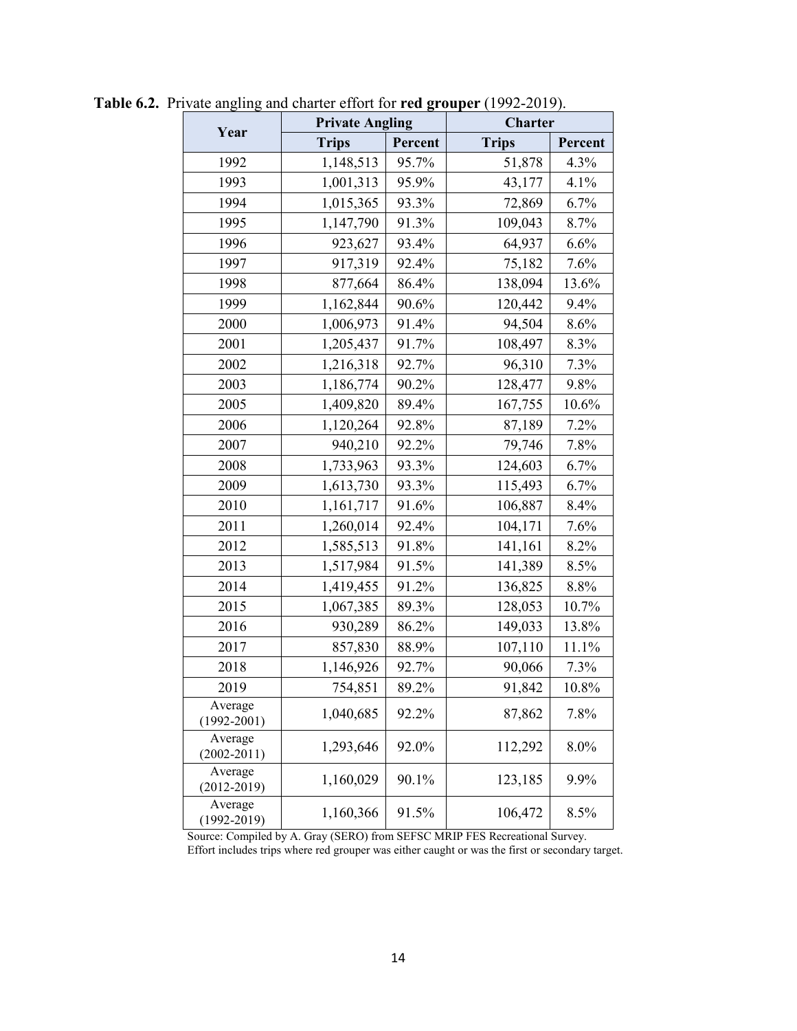**Table 6.2.** Private angling and charter effort for **red grouper** (1992-2019).

| Year | Private Angling | | Charter | |
|---|---|---|---|---|
| | Trips | Percent | Trips | Percent |
| 1992 | 1,148,513 | 95.7% | 51,878 | 4.3% |
| 1993 | 1,001,313 | 95.9% | 43,177 | 4.1% |
| 1994 | 1,015,365 | 93.3% | 72,869 | 6.7% |
| 1995 | 1,147,790 | 91.3% | 109,043 | 8.7% |
| 1996 | 923,627 | 93.4% | 64,937 | 6.6% |
| 1997 | 917,319 | 92.4% | 75,182 | 7.6% |
| 1998 | 877,664 | 86.4% | 138,094 | 13.6% |
| 1999 | 1,162,844 | 90.6% | 120,442 | 9.4% |
| 2000 | 1,006,973 | 91.4% | 94,504 | 8.6% |
| 2001 | 1,205,437 | 91.7% | 108,497 | 8.3% |
| 2002 | 1,216,318 | 92.7% | 96,310 | 7.3% |
| 2003 | 1,186,774 | 90.2% | 128,477 | 9.8% |
| 2005 | 1,409,820 | 89.4% | 167,755 | 10.6% |
| 2006 | 1,120,264 | 92.8% | 87,189 | 7.2% |
| 2007 | 940,210 | 92.2% | 79,746 | 7.8% |
| 2008 | 1,733,963 | 93.3% | 124,603 | 6.7% |
| 2009 | 1,613,730 | 93.3% | 115,493 | 6.7% |
| 2010 | 1,161,717 | 91.6% | 106,887 | 8.4% |
| 2011 | 1,260,014 | 92.4% | 104,171 | 7.6% |
| 2012 | 1,585,513 | 91.8% | 141,161 | 8.2% |
| 2013 | 1,517,984 | 91.5% | 141,389 | 8.5% |
| 2014 | 1,419,455 | 91.2% | 136,825 | 8.8% |
| 2015 | 1,067,385 | 89.3% | 128,053 | 10.7% |
| 2016 | 930,289 | 86.2% | 149,033 | 13.8% |
| 2017 | 857,830 | 88.9% | 107,110 | 11.1% |
| 2018 | 1,146,926 | 92.7% | 90,066 | 7.3% |
| 2019 | 754,851 | 89.2% | 91,842 | 10.8% |
| Average (1992-2001) | 1,040,685 | 92.2% | 87,862 | 7.8% |
| Average (2002-2011) | 1,293,646 | 92.0% | 112,292 | 8.0% |
| Average (2012-2019) | 1,160,029 | 90.1% | 123,185 | 9.9% |
| Average (1992-2019) | 1,160,366 | 91.5% | 106,472 | 8.5% |

Source: Compiled by A. Gray (SERO) from SEFSC MRIP FES Recreational Survey.
Effort includes trips where red grouper was either caught or was the first or secondary target.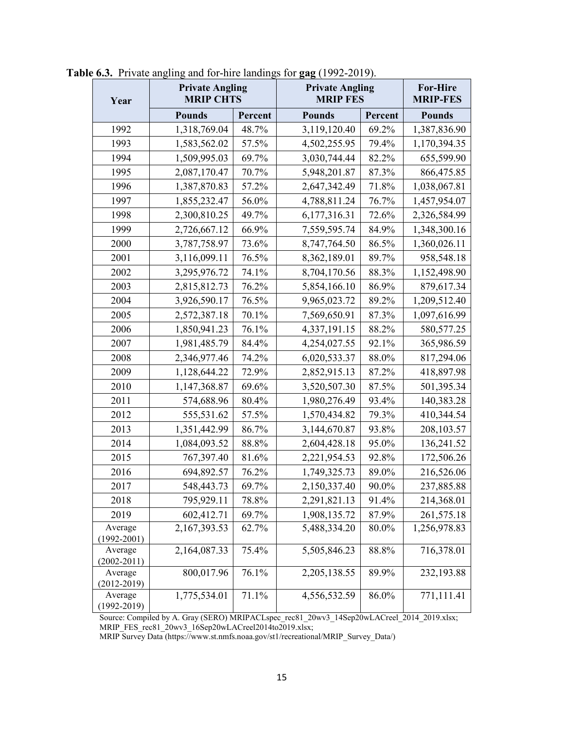**Table 6.3.** Private angling and for-hire landings for **gag** (1992-2019).

| Year | Private Angling MRIP CHTS | | Private Angling MRIP FES | | For-Hire MRIP-FES |
|---|---|---|---|---|---|
| | **Pounds** | **Percent** | **Pounds** | **Percent** | **Pounds** |
| 1992 | 1,318,769.04 | 48.7% | 3,119,120.40 | 69.2% | 1,387,836.90 |
| 1993 | 1,583,562.02 | 57.5% | 4,502,255.95 | 79.4% | 1,170,394.35 |
| 1994 | 1,509,995.03 | 69.7% | 3,030,744.44 | 82.2% | 655,599.90 |
| 1995 | 2,087,170.47 | 70.7% | 5,948,201.87 | 87.3% | 866,475.85 |
| 1996 | 1,387,870.83 | 57.2% | 2,647,342.49 | 71.8% | 1,038,067.81 |
| 1997 | 1,855,232.47 | 56.0% | 4,788,811.24 | 76.7% | 1,457,954.07 |
| 1998 | 2,300,810.25 | 49.7% | 6,177,316.31 | 72.6% | 2,326,584.99 |
| 1999 | 2,726,667.12 | 66.9% | 7,559,595.74 | 84.9% | 1,348,300.16 |
| 2000 | 3,787,758.97 | 73.6% | 8,747,764.50 | 86.5% | 1,360,026.11 |
| 2001 | 3,116,099.11 | 76.5% | 8,362,189.01 | 89.7% | 958,548.18 |
| 2002 | 3,295,976.72 | 74.1% | 8,704,170.56 | 88.3% | 1,152,498.90 |
| 2003 | 2,815,812.73 | 76.2% | 5,854,166.10 | 86.9% | 879,617.34 |
| 2004 | 3,926,590.17 | 76.5% | 9,965,023.72 | 89.2% | 1,209,512.40 |
| 2005 | 2,572,387.18 | 70.1% | 7,569,650.91 | 87.3% | 1,097,616.99 |
| 2006 | 1,850,941.23 | 76.1% | 4,337,191.15 | 88.2% | 580,577.25 |
| 2007 | 1,981,485.79 | 84.4% | 4,254,027.55 | 92.1% | 365,986.59 |
| 2008 | 2,346,977.46 | 74.2% | 6,020,533.37 | 88.0% | 817,294.06 |
| 2009 | 1,128,644.22 | 72.9% | 2,852,915.13 | 87.2% | 418,897.98 |
| 2010 | 1,147,368.87 | 69.6% | 3,520,507.30 | 87.5% | 501,395.34 |
| 2011 | 574,688.96 | 80.4% | 1,980,276.49 | 93.4% | 140,383.28 |
| 2012 | 555,531.62 | 57.5% | 1,570,434.82 | 79.3% | 410,344.54 |
| 2013 | 1,351,442.99 | 86.7% | 3,144,670.87 | 93.8% | 208,103.57 |
| 2014 | 1,084,093.52 | 88.8% | 2,604,428.18 | 95.0% | 136,241.52 |
| 2015 | 767,397.40 | 81.6% | 2,221,954.53 | 92.8% | 172,506.26 |
| 2016 | 694,892.57 | 76.2% | 1,749,325.73 | 89.0% | 216,526.06 |
| 2017 | 548,443.73 | 69.7% | 2,150,337.40 | 90.0% | 237,885.88 |
| 2018 | 795,929.11 | 78.8% | 2,291,821.13 | 91.4% | 214,368.01 |
| 2019 | 602,412.71 | 69.7% | 1,908,135.72 | 87.9% | 261,575.18 |
| Average (1992-2001) | 2,167,393.53 | 62.7% | 5,488,334.20 | 80.0% | 1,256,978.83 |
| Average (2002-2011) | 2,164,087.33 | 75.4% | 5,505,846.23 | 88.8% | 716,378.01 |
| Average (2012-2019) | 800,017.96 | 76.1% | 2,205,138.55 | 89.9% | 232,193.88 |
| Average (1992-2019) | 1,775,534.01 | 71.1% | 4,556,532.59 | 86.0% | 771,111.41 |

Source: Compiled by A. Gray (SERO) MRIPACLspec_rec81_20wv3_14Sep20wLACreel_2014_2019.xlsx; MRIP_FES_rec81_20wv3_16Sep20wLACreel2014to2019.xlsx;
MRIP Survey Data (https://www.st.nmfs.noaa.gov/st1/recreational/MRIP_Survey_Data/)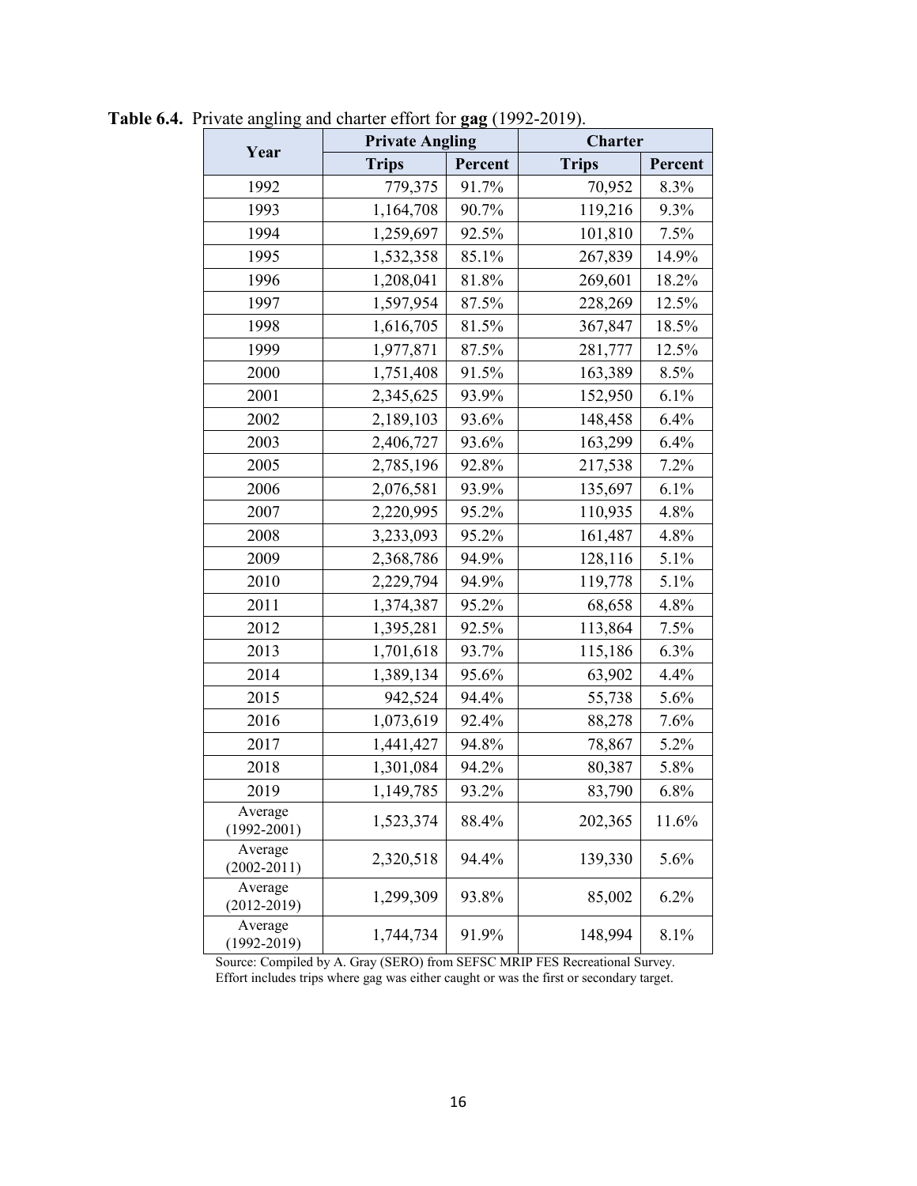**Table 6.4.** Private angling and charter effort for **gag** (1992-2019).

| Year | Private Angling | | Charter | |
|---|---|---|---|---|
| | **Trips** | **Percent** | **Trips** | **Percent** |
| 1992 | 779,375 | 91.7% | 70,952 | 8.3% |
| 1993 | 1,164,708 | 90.7% | 119,216 | 9.3% |
| 1994 | 1,259,697 | 92.5% | 101,810 | 7.5% |
| 1995 | 1,532,358 | 85.1% | 267,839 | 14.9% |
| 1996 | 1,208,041 | 81.8% | 269,601 | 18.2% |
| 1997 | 1,597,954 | 87.5% | 228,269 | 12.5% |
| 1998 | 1,616,705 | 81.5% | 367,847 | 18.5% |
| 1999 | 1,977,871 | 87.5% | 281,777 | 12.5% |
| 2000 | 1,751,408 | 91.5% | 163,389 | 8.5% |
| 2001 | 2,345,625 | 93.9% | 152,950 | 6.1% |
| 2002 | 2,189,103 | 93.6% | 148,458 | 6.4% |
| 2003 | 2,406,727 | 93.6% | 163,299 | 6.4% |
| 2005 | 2,785,196 | 92.8% | 217,538 | 7.2% |
| 2006 | 2,076,581 | 93.9% | 135,697 | 6.1% |
| 2007 | 2,220,995 | 95.2% | 110,935 | 4.8% |
| 2008 | 3,233,093 | 95.2% | 161,487 | 4.8% |
| 2009 | 2,368,786 | 94.9% | 128,116 | 5.1% |
| 2010 | 2,229,794 | 94.9% | 119,778 | 5.1% |
| 2011 | 1,374,387 | 95.2% | 68,658 | 4.8% |
| 2012 | 1,395,281 | 92.5% | 113,864 | 7.5% |
| 2013 | 1,701,618 | 93.7% | 115,186 | 6.3% |
| 2014 | 1,389,134 | 95.6% | 63,902 | 4.4% |
| 2015 | 942,524 | 94.4% | 55,738 | 5.6% |
| 2016 | 1,073,619 | 92.4% | 88,278 | 7.6% |
| 2017 | 1,441,427 | 94.8% | 78,867 | 5.2% |
| 2018 | 1,301,084 | 94.2% | 80,387 | 5.8% |
| 2019 | 1,149,785 | 93.2% | 83,790 | 6.8% |
| Average (1992-2001) | 1,523,374 | 88.4% | 202,365 | 11.6% |
| Average (2002-2011) | 2,320,518 | 94.4% | 139,330 | 5.6% |
| Average (2012-2019) | 1,299,309 | 93.8% | 85,002 | 6.2% |
| Average (1992-2019) | 1,744,734 | 91.9% | 148,994 | 8.1% |

Source: Compiled by A. Gray (SERO) from SEFSC MRIP FES Recreational Survey.
Effort includes trips where gag was either caught or was the first or secondary target.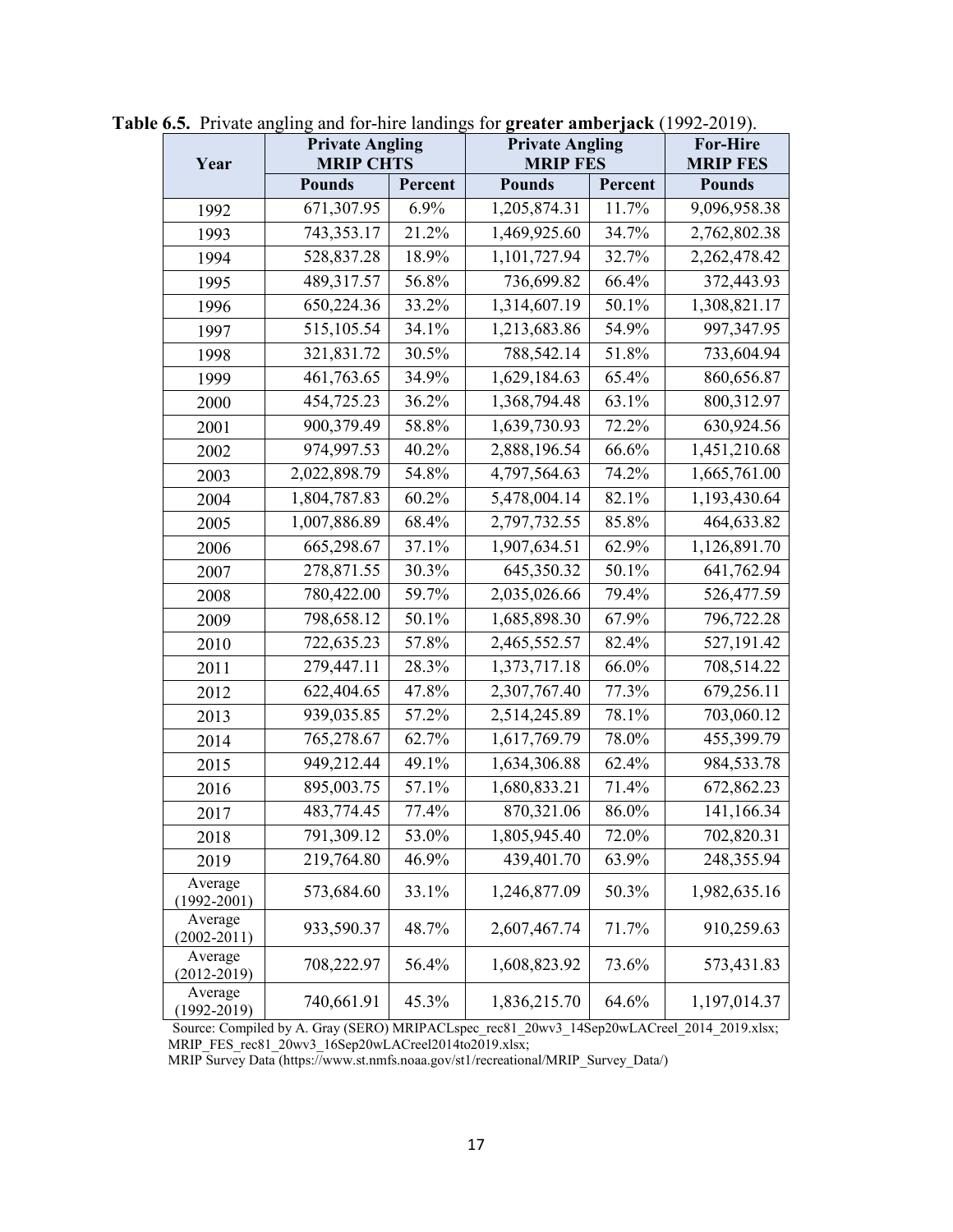**Table 6.5.** Private angling and for-hire landings for **greater amberjack** (1992-2019).

| Year | Private Angling MRIP CHTS | | Private Angling MRIP FES | | For-Hire MRIP FES |
|---|---|---|---|---|---|
| | Pounds | Percent | Pounds | Percent | Pounds |
| 1992 | 671,307.95 | 6.9% | 1,205,874.31 | 11.7% | 9,096,958.38 |
| 1993 | 743,353.17 | 21.2% | 1,469,925.60 | 34.7% | 2,762,802.38 |
| 1994 | 528,837.28 | 18.9% | 1,101,727.94 | 32.7% | 2,262,478.42 |
| 1995 | 489,317.57 | 56.8% | 736,699.82 | 66.4% | 372,443.93 |
| 1996 | 650,224.36 | 33.2% | 1,314,607.19 | 50.1% | 1,308,821.17 |
| 1997 | 515,105.54 | 34.1% | 1,213,683.86 | 54.9% | 997,347.95 |
| 1998 | 321,831.72 | 30.5% | 788,542.14 | 51.8% | 733,604.94 |
| 1999 | 461,763.65 | 34.9% | 1,629,184.63 | 65.4% | 860,656.87 |
| 2000 | 454,725.23 | 36.2% | 1,368,794.48 | 63.1% | 800,312.97 |
| 2001 | 900,379.49 | 58.8% | 1,639,730.93 | 72.2% | 630,924.56 |
| 2002 | 974,997.53 | 40.2% | 2,888,196.54 | 66.6% | 1,451,210.68 |
| 2003 | 2,022,898.79 | 54.8% | 4,797,564.63 | 74.2% | 1,665,761.00 |
| 2004 | 1,804,787.83 | 60.2% | 5,478,004.14 | 82.1% | 1,193,430.64 |
| 2005 | 1,007,886.89 | 68.4% | 2,797,732.55 | 85.8% | 464,633.82 |
| 2006 | 665,298.67 | 37.1% | 1,907,634.51 | 62.9% | 1,126,891.70 |
| 2007 | 278,871.55 | 30.3% | 645,350.32 | 50.1% | 641,762.94 |
| 2008 | 780,422.00 | 59.7% | 2,035,026.66 | 79.4% | 526,477.59 |
| 2009 | 798,658.12 | 50.1% | 1,685,898.30 | 67.9% | 796,722.28 |
| 2010 | 722,635.23 | 57.8% | 2,465,552.57 | 82.4% | 527,191.42 |
| 2011 | 279,447.11 | 28.3% | 1,373,717.18 | 66.0% | 708,514.22 |
| 2012 | 622,404.65 | 47.8% | 2,307,767.40 | 77.3% | 679,256.11 |
| 2013 | 939,035.85 | 57.2% | 2,514,245.89 | 78.1% | 703,060.12 |
| 2014 | 765,278.67 | 62.7% | 1,617,769.79 | 78.0% | 455,399.79 |
| 2015 | 949,212.44 | 49.1% | 1,634,306.88 | 62.4% | 984,533.78 |
| 2016 | 895,003.75 | 57.1% | 1,680,833.21 | 71.4% | 672,862.23 |
| 2017 | 483,774.45 | 77.4% | 870,321.06 | 86.0% | 141,166.34 |
| 2018 | 791,309.12 | 53.0% | 1,805,945.40 | 72.0% | 702,820.31 |
| 2019 | 219,764.80 | 46.9% | 439,401.70 | 63.9% | 248,355.94 |
| Average (1992-2001) | 573,684.60 | 33.1% | 1,246,877.09 | 50.3% | 1,982,635.16 |
| Average (2002-2011) | 933,590.37 | 48.7% | 2,607,467.74 | 71.7% | 910,259.63 |
| Average (2012-2019) | 708,222.97 | 56.4% | 1,608,823.92 | 73.6% | 573,431.83 |
| Average (1992-2019) | 740,661.91 | 45.3% | 1,836,215.70 | 64.6% | 1,197,014.37 |

Source: Compiled by A. Gray (SERO) MRIPACLspec_rec81_20wv3_14Sep20wLACreel_2014_2019.xlsx; MRIP_FES_rec81_20wv3_16Sep20wLACreel2014to2019.xlsx;
MRIP Survey Data (https://www.st.nmfs.noaa.gov/st1/recreational/MRIP_Survey_Data/)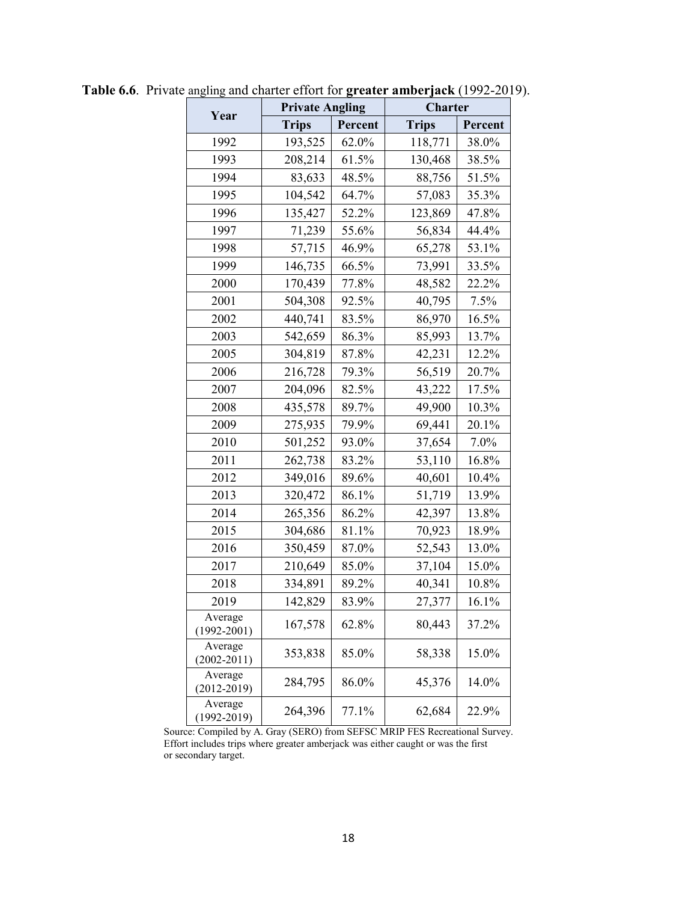**Table 6.6**. Private angling and charter effort for **greater amberjack** (1992-2019).

| Year | Private Angling | | Charter | |
|---|---|---|---|---|
| | **Trips** | **Percent** | **Trips** | **Percent** |
| 1992 | 193,525 | 62.0% | 118,771 | 38.0% |
| 1993 | 208,214 | 61.5% | 130,468 | 38.5% |
| 1994 | 83,633 | 48.5% | 88,756 | 51.5% |
| 1995 | 104,542 | 64.7% | 57,083 | 35.3% |
| 1996 | 135,427 | 52.2% | 123,869 | 47.8% |
| 1997 | 71,239 | 55.6% | 56,834 | 44.4% |
| 1998 | 57,715 | 46.9% | 65,278 | 53.1% |
| 1999 | 146,735 | 66.5% | 73,991 | 33.5% |
| 2000 | 170,439 | 77.8% | 48,582 | 22.2% |
| 2001 | 504,308 | 92.5% | 40,795 | 7.5% |
| 2002 | 440,741 | 83.5% | 86,970 | 16.5% |
| 2003 | 542,659 | 86.3% | 85,993 | 13.7% |
| 2005 | 304,819 | 87.8% | 42,231 | 12.2% |
| 2006 | 216,728 | 79.3% | 56,519 | 20.7% |
| 2007 | 204,096 | 82.5% | 43,222 | 17.5% |
| 2008 | 435,578 | 89.7% | 49,900 | 10.3% |
| 2009 | 275,935 | 79.9% | 69,441 | 20.1% |
| 2010 | 501,252 | 93.0% | 37,654 | 7.0% |
| 2011 | 262,738 | 83.2% | 53,110 | 16.8% |
| 2012 | 349,016 | 89.6% | 40,601 | 10.4% |
| 2013 | 320,472 | 86.1% | 51,719 | 13.9% |
| 2014 | 265,356 | 86.2% | 42,397 | 13.8% |
| 2015 | 304,686 | 81.1% | 70,923 | 18.9% |
| 2016 | 350,459 | 87.0% | 52,543 | 13.0% |
| 2017 | 210,649 | 85.0% | 37,104 | 15.0% |
| 2018 | 334,891 | 89.2% | 40,341 | 10.8% |
| 2019 | 142,829 | 83.9% | 27,377 | 16.1% |
| Average (1992-2001) | 167,578 | 62.8% | 80,443 | 37.2% |
| Average (2002-2011) | 353,838 | 85.0% | 58,338 | 15.0% |
| Average (2012-2019) | 284,795 | 86.0% | 45,376 | 14.0% |
| Average (1992-2019) | 264,396 | 77.1% | 62,684 | 22.9% |

Source: Compiled by A. Gray (SERO) from SEFSC MRIP FES Recreational Survey. Effort includes trips where greater amberjack was either caught or was the first or secondary target.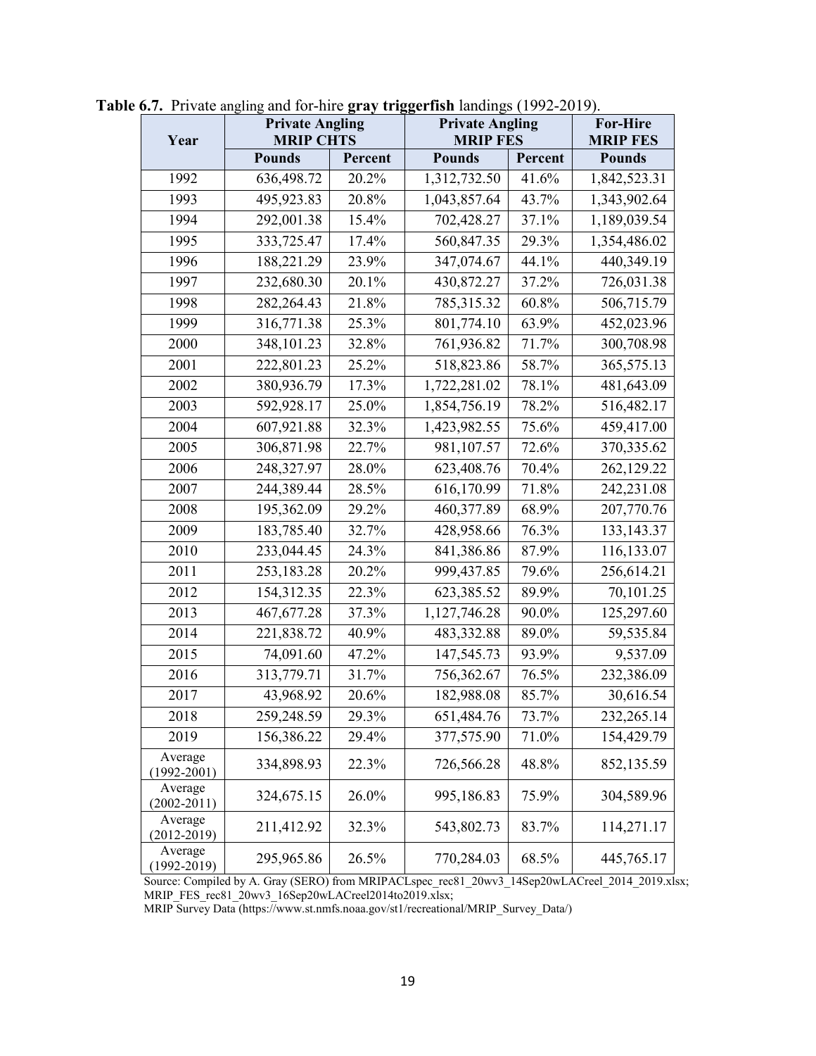**Table 6.7.** Private angling and for-hire **gray triggerfish** landings (1992-2019).

| Year | Private Angling MRIP CHTS | | Private Angling MRIP FES | | For-Hire MRIP FES |
|---|---|---|---|---|---|
| | Pounds | Percent | Pounds | Percent | Pounds |
| 1992 | 636,498.72 | 20.2% | 1,312,732.50 | 41.6% | 1,842,523.31 |
| 1993 | 495,923.83 | 20.8% | 1,043,857.64 | 43.7% | 1,343,902.64 |
| 1994 | 292,001.38 | 15.4% | 702,428.27 | 37.1% | 1,189,039.54 |
| 1995 | 333,725.47 | 17.4% | 560,847.35 | 29.3% | 1,354,486.02 |
| 1996 | 188,221.29 | 23.9% | 347,074.67 | 44.1% | 440,349.19 |
| 1997 | 232,680.30 | 20.1% | 430,872.27 | 37.2% | 726,031.38 |
| 1998 | 282,264.43 | 21.8% | 785,315.32 | 60.8% | 506,715.79 |
| 1999 | 316,771.38 | 25.3% | 801,774.10 | 63.9% | 452,023.96 |
| 2000 | 348,101.23 | 32.8% | 761,936.82 | 71.7% | 300,708.98 |
| 2001 | 222,801.23 | 25.2% | 518,823.86 | 58.7% | 365,575.13 |
| 2002 | 380,936.79 | 17.3% | 1,722,281.02 | 78.1% | 481,643.09 |
| 2003 | 592,928.17 | 25.0% | 1,854,756.19 | 78.2% | 516,482.17 |
| 2004 | 607,921.88 | 32.3% | 1,423,982.55 | 75.6% | 459,417.00 |
| 2005 | 306,871.98 | 22.7% | 981,107.57 | 72.6% | 370,335.62 |
| 2006 | 248,327.97 | 28.0% | 623,408.76 | 70.4% | 262,129.22 |
| 2007 | 244,389.44 | 28.5% | 616,170.99 | 71.8% | 242,231.08 |
| 2008 | 195,362.09 | 29.2% | 460,377.89 | 68.9% | 207,770.76 |
| 2009 | 183,785.40 | 32.7% | 428,958.66 | 76.3% | 133,143.37 |
| 2010 | 233,044.45 | 24.3% | 841,386.86 | 87.9% | 116,133.07 |
| 2011 | 253,183.28 | 20.2% | 999,437.85 | 79.6% | 256,614.21 |
| 2012 | 154,312.35 | 22.3% | 623,385.52 | 89.9% | 70,101.25 |
| 2013 | 467,677.28 | 37.3% | 1,127,746.28 | 90.0% | 125,297.60 |
| 2014 | 221,838.72 | 40.9% | 483,332.88 | 89.0% | 59,535.84 |
| 2015 | 74,091.60 | 47.2% | 147,545.73 | 93.9% | 9,537.09 |
| 2016 | 313,779.71 | 31.7% | 756,362.67 | 76.5% | 232,386.09 |
| 2017 | 43,968.92 | 20.6% | 182,988.08 | 85.7% | 30,616.54 |
| 2018 | 259,248.59 | 29.3% | 651,484.76 | 73.7% | 232,265.14 |
| 2019 | 156,386.22 | 29.4% | 377,575.90 | 71.0% | 154,429.79 |
| Average (1992-2001) | 334,898.93 | 22.3% | 726,566.28 | 48.8% | 852,135.59 |
| Average (2002-2011) | 324,675.15 | 26.0% | 995,186.83 | 75.9% | 304,589.96 |
| Average (2012-2019) | 211,412.92 | 32.3% | 543,802.73 | 83.7% | 114,271.17 |
| Average (1992-2019) | 295,965.86 | 26.5% | 770,284.03 | 68.5% | 445,765.17 |

Source: Compiled by A. Gray (SERO) from MRIPACLspec_rec81_20wv3_14Sep20wLACreel_2014_2019.xlsx; MRIP_FES_rec81_20wv3_16Sep20wLACreel2014to2019.xlsx;
MRIP Survey Data (https://www.st.nmfs.noaa.gov/st1/recreational/MRIP_Survey_Data/)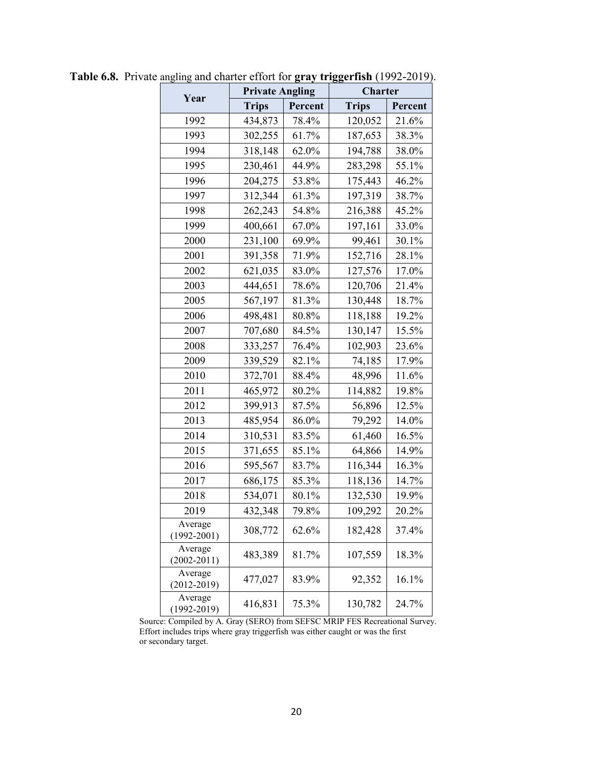**Table 6.8.** Private angling and charter effort for **gray triggerfish** (1992-2019).

| Year | Private Angling | | Charter | |
|---|---|---|---|---|
| | Trips | Percent | Trips | Percent |
| 1992 | 434,873 | 78.4% | 120,052 | 21.6% |
| 1993 | 302,255 | 61.7% | 187,653 | 38.3% |
| 1994 | 318,148 | 62.0% | 194,788 | 38.0% |
| 1995 | 230,461 | 44.9% | 283,298 | 55.1% |
| 1996 | 204,275 | 53.8% | 175,443 | 46.2% |
| 1997 | 312,344 | 61.3% | 197,319 | 38.7% |
| 1998 | 262,243 | 54.8% | 216,388 | 45.2% |
| 1999 | 400,661 | 67.0% | 197,161 | 33.0% |
| 2000 | 231,100 | 69.9% | 99,461 | 30.1% |
| 2001 | 391,358 | 71.9% | 152,716 | 28.1% |
| 2002 | 621,035 | 83.0% | 127,576 | 17.0% |
| 2003 | 444,651 | 78.6% | 120,706 | 21.4% |
| 2005 | 567,197 | 81.3% | 130,448 | 18.7% |
| 2006 | 498,481 | 80.8% | 118,188 | 19.2% |
| 2007 | 707,680 | 84.5% | 130,147 | 15.5% |
| 2008 | 333,257 | 76.4% | 102,903 | 23.6% |
| 2009 | 339,529 | 82.1% | 74,185 | 17.9% |
| 2010 | 372,701 | 88.4% | 48,996 | 11.6% |
| 2011 | 465,972 | 80.2% | 114,882 | 19.8% |
| 2012 | 399,913 | 87.5% | 56,896 | 12.5% |
| 2013 | 485,954 | 86.0% | 79,292 | 14.0% |
| 2014 | 310,531 | 83.5% | 61,460 | 16.5% |
| 2015 | 371,655 | 85.1% | 64,866 | 14.9% |
| 2016 | 595,567 | 83.7% | 116,344 | 16.3% |
| 2017 | 686,175 | 85.3% | 118,136 | 14.7% |
| 2018 | 534,071 | 80.1% | 132,530 | 19.9% |
| 2019 | 432,348 | 79.8% | 109,292 | 20.2% |
| Average (1992-2001) | 308,772 | 62.6% | 182,428 | 37.4% |
| Average (2002-2011) | 483,389 | 81.7% | 107,559 | 18.3% |
| Average (2012-2019) | 477,027 | 83.9% | 92,352 | 16.1% |
| Average (1992-2019) | 416,831 | 75.3% | 130,782 | 24.7% |

Source: Compiled by A. Gray (SERO) from SEFSC MRIP FES Recreational Survey. Effort includes trips where gray triggerfish was either caught or was the first or secondary target.